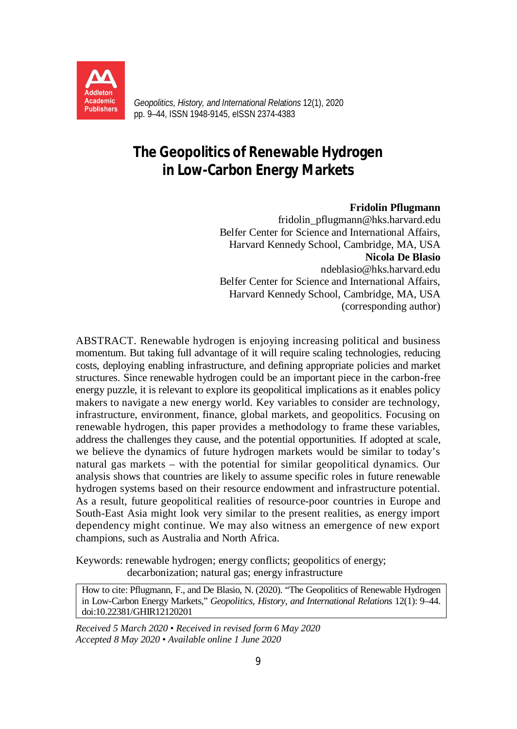# The Geopolitics of Renewable Hydrogen in Low-Carbon Energy Markets

**Fridolin Pflugmann**
fridolin_pflugmann@hks.harvard.edu
Belfer Center for Science and International Affairs,
Harvard Kennedy School, Cambridge, MA, USA

**Nicola De Blasio**
ndeblasio@hks.harvard.edu
Belfer Center for Science and International Affairs,
Harvard Kennedy School, Cambridge, MA, USA
(corresponding author)

ABSTRACT. Renewable hydrogen is enjoying increasing political and business momentum. But taking full advantage of it will require scaling technologies, reducing costs, deploying enabling infrastructure, and defining appropriate policies and market structures. Since renewable hydrogen could be an important piece in the carbon-free energy puzzle, it is relevant to explore its geopolitical implications as it enables policy makers to navigate a new energy world. Key variables to consider are technology, infrastructure, environment, finance, global markets, and geopolitics. Focusing on renewable hydrogen, this paper provides a methodology to frame these variables, address the challenges they cause, and the potential opportunities. If adopted at scale, we believe the dynamics of future hydrogen markets would be similar to today's natural gas markets – with the potential for similar geopolitical dynamics. Our analysis shows that countries are likely to assume specific roles in future renewable hydrogen systems based on their resource endowment and infrastructure potential. As a result, future geopolitical realities of resource-poor countries in Europe and South-East Asia might look very similar to the present realities, as energy import dependency might continue. We may also witness an emergence of new export champions, such as Australia and North Africa.

Keywords: renewable hydrogen; energy conflicts; geopolitics of energy; decarbonization; natural gas; energy infrastructure

How to cite: Pflugmann, F., and De Blasio, N. (2020). "The Geopolitics of Renewable Hydrogen in Low-Carbon Energy Markets," *Geopolitics, History, and International Relations* 12(1): 9–44. doi:10.22381/GHIR12120201

*Received 5 March 2020 • Received in revised form 6 May 2020*
*Accepted 8 May 2020 • Available online 1 June 2020*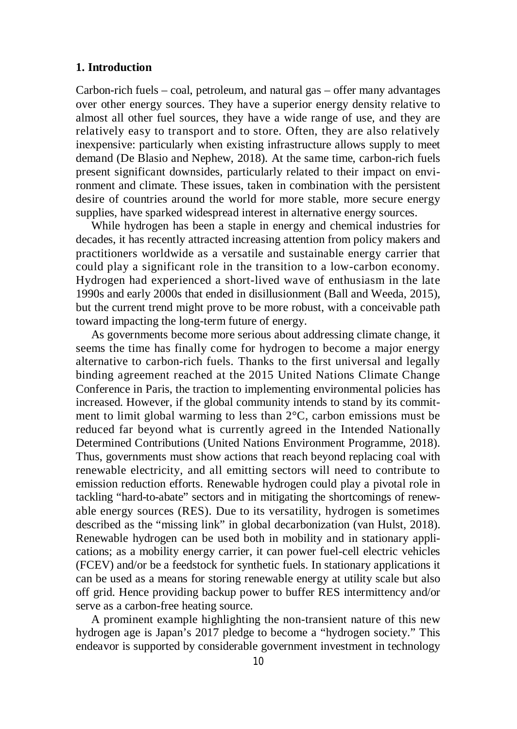## 1. Introduction

Carbon-rich fuels – coal, petroleum, and natural gas – offer many advantages over other energy sources. They have a superior energy density relative to almost all other fuel sources, they have a wide range of use, and they are relatively easy to transport and to store. Often, they are also relatively inexpensive: particularly when existing infrastructure allows supply to meet demand (De Blasio and Nephew, 2018). At the same time, carbon-rich fuels present significant downsides, particularly related to their impact on environment and climate. These issues, taken in combination with the persistent desire of countries around the world for more stable, more secure energy supplies, have sparked widespread interest in alternative energy sources.

While hydrogen has been a staple in energy and chemical industries for decades, it has recently attracted increasing attention from policy makers and practitioners worldwide as a versatile and sustainable energy carrier that could play a significant role in the transition to a low-carbon economy. Hydrogen had experienced a short-lived wave of enthusiasm in the late 1990s and early 2000s that ended in disillusionment (Ball and Weeda, 2015), but the current trend might prove to be more robust, with a conceivable path toward impacting the long-term future of energy.

As governments become more serious about addressing climate change, it seems the time has finally come for hydrogen to become a major energy alternative to carbon-rich fuels. Thanks to the first universal and legally binding agreement reached at the 2015 United Nations Climate Change Conference in Paris, the traction to implementing environmental policies has increased. However, if the global community intends to stand by its commitment to limit global warming to less than 2°C, carbon emissions must be reduced far beyond what is currently agreed in the Intended Nationally Determined Contributions (United Nations Environment Programme, 2018). Thus, governments must show actions that reach beyond replacing coal with renewable electricity, and all emitting sectors will need to contribute to emission reduction efforts. Renewable hydrogen could play a pivotal role in tackling "hard-to-abate" sectors and in mitigating the shortcomings of renewable energy sources (RES). Due to its versatility, hydrogen is sometimes described as the "missing link" in global decarbonization (van Hulst, 2018). Renewable hydrogen can be used both in mobility and in stationary applications; as a mobility energy carrier, it can power fuel-cell electric vehicles (FCEV) and/or be a feedstock for synthetic fuels. In stationary applications it can be used as a means for storing renewable energy at utility scale but also off grid. Hence providing backup power to buffer RES intermittency and/or serve as a carbon-free heating source.

A prominent example highlighting the non-transient nature of this new hydrogen age is Japan's 2017 pledge to become a "hydrogen society." This endeavor is supported by considerable government investment in technology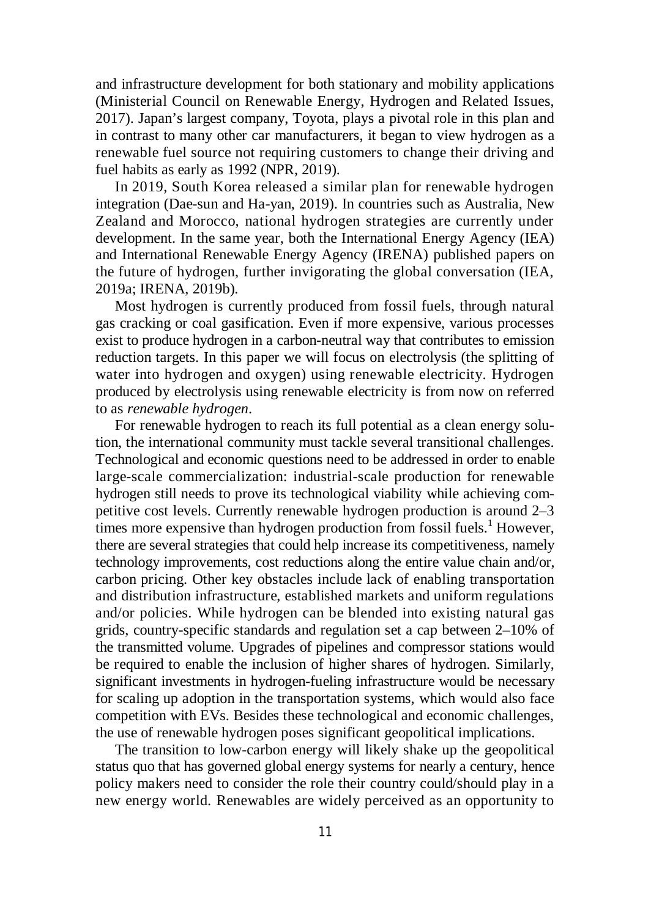and infrastructure development for both stationary and mobility applications (Ministerial Council on Renewable Energy, Hydrogen and Related Issues, 2017). Japan's largest company, Toyota, plays a pivotal role in this plan and in contrast to many other car manufacturers, it began to view hydrogen as a renewable fuel source not requiring customers to change their driving and fuel habits as early as 1992 (NPR, 2019).

In 2019, South Korea released a similar plan for renewable hydrogen integration (Dae-sun and Ha-yan, 2019). In countries such as Australia, New Zealand and Morocco, national hydrogen strategies are currently under development. In the same year, both the International Energy Agency (IEA) and International Renewable Energy Agency (IRENA) published papers on the future of hydrogen, further invigorating the global conversation (IEA, 2019a; IRENA, 2019b).

Most hydrogen is currently produced from fossil fuels, through natural gas cracking or coal gasification. Even if more expensive, various processes exist to produce hydrogen in a carbon-neutral way that contributes to emission reduction targets. In this paper we will focus on electrolysis (the splitting of water into hydrogen and oxygen) using renewable electricity. Hydrogen produced by electrolysis using renewable electricity is from now on referred to as *renewable hydrogen*.

For renewable hydrogen to reach its full potential as a clean energy solution, the international community must tackle several transitional challenges. Technological and economic questions need to be addressed in order to enable large-scale commercialization: industrial-scale production for renewable hydrogen still needs to prove its technological viability while achieving competitive cost levels. Currently renewable hydrogen production is around 2–3 times more expensive than hydrogen production from fossil fuels.[1] However, there are several strategies that could help increase its competitiveness, namely technology improvements, cost reductions along the entire value chain and/or, carbon pricing. Other key obstacles include lack of enabling transportation and distribution infrastructure, established markets and uniform regulations and/or policies. While hydrogen can be blended into existing natural gas grids, country-specific standards and regulation set a cap between 2–10% of the transmitted volume. Upgrades of pipelines and compressor stations would be required to enable the inclusion of higher shares of hydrogen. Similarly, significant investments in hydrogen-fueling infrastructure would be necessary for scaling up adoption in the transportation systems, which would also face competition with EVs. Besides these technological and economic challenges, the use of renewable hydrogen poses significant geopolitical implications.

The transition to low-carbon energy will likely shake up the geopolitical status quo that has governed global energy systems for nearly a century, hence policy makers need to consider the role their country could/should play in a new energy world. Renewables are widely perceived as an opportunity to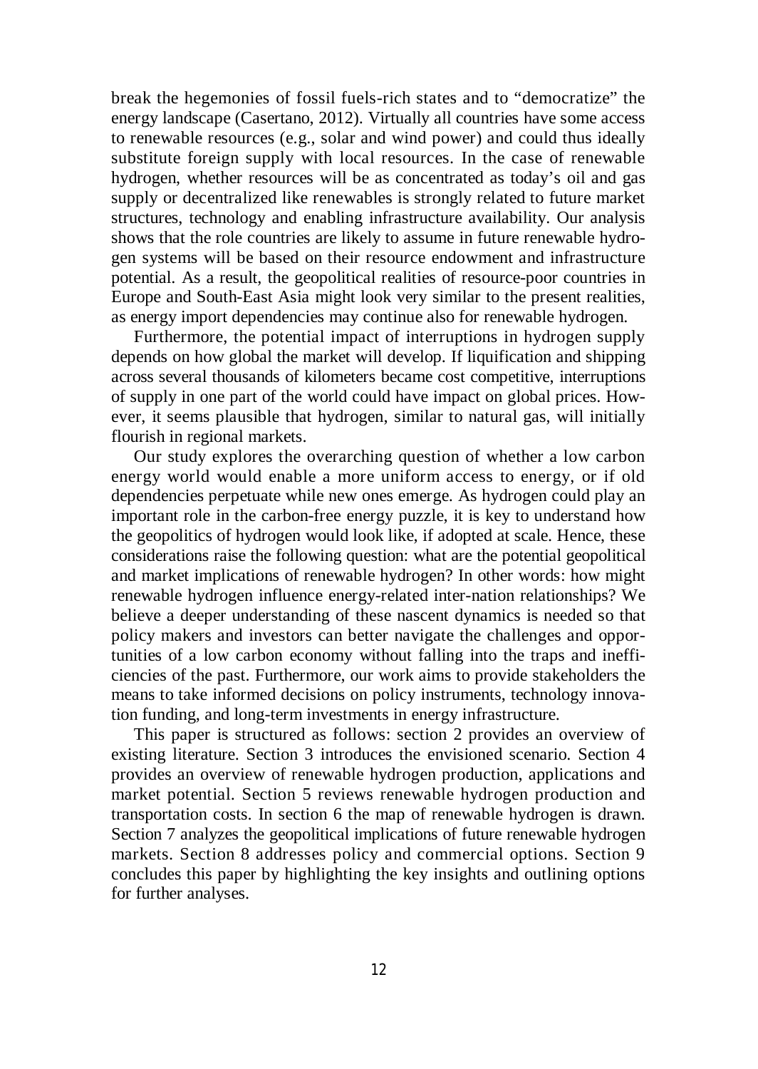break the hegemonies of fossil fuels-rich states and to "democratize" the energy landscape (Casertano, 2012). Virtually all countries have some access to renewable resources (e.g., solar and wind power) and could thus ideally substitute foreign supply with local resources. In the case of renewable hydrogen, whether resources will be as concentrated as today's oil and gas supply or decentralized like renewables is strongly related to future market structures, technology and enabling infrastructure availability. Our analysis shows that the role countries are likely to assume in future renewable hydrogen systems will be based on their resource endowment and infrastructure potential. As a result, the geopolitical realities of resource-poor countries in Europe and South-East Asia might look very similar to the present realities, as energy import dependencies may continue also for renewable hydrogen.

Furthermore, the potential impact of interruptions in hydrogen supply depends on how global the market will develop. If liquification and shipping across several thousands of kilometers became cost competitive, interruptions of supply in one part of the world could have impact on global prices. However, it seems plausible that hydrogen, similar to natural gas, will initially flourish in regional markets.

Our study explores the overarching question of whether a low carbon energy world would enable a more uniform access to energy, or if old dependencies perpetuate while new ones emerge. As hydrogen could play an important role in the carbon-free energy puzzle, it is key to understand how the geopolitics of hydrogen would look like, if adopted at scale. Hence, these considerations raise the following question: what are the potential geopolitical and market implications of renewable hydrogen? In other words: how might renewable hydrogen influence energy-related inter-nation relationships? We believe a deeper understanding of these nascent dynamics is needed so that policy makers and investors can better navigate the challenges and opportunities of a low carbon economy without falling into the traps and inefficiencies of the past. Furthermore, our work aims to provide stakeholders the means to take informed decisions on policy instruments, technology innovation funding, and long-term investments in energy infrastructure.

This paper is structured as follows: section 2 provides an overview of existing literature. Section 3 introduces the envisioned scenario. Section 4 provides an overview of renewable hydrogen production, applications and market potential. Section 5 reviews renewable hydrogen production and transportation costs. In section 6 the map of renewable hydrogen is drawn. Section 7 analyzes the geopolitical implications of future renewable hydrogen markets. Section 8 addresses policy and commercial options. Section 9 concludes this paper by highlighting the key insights and outlining options for further analyses.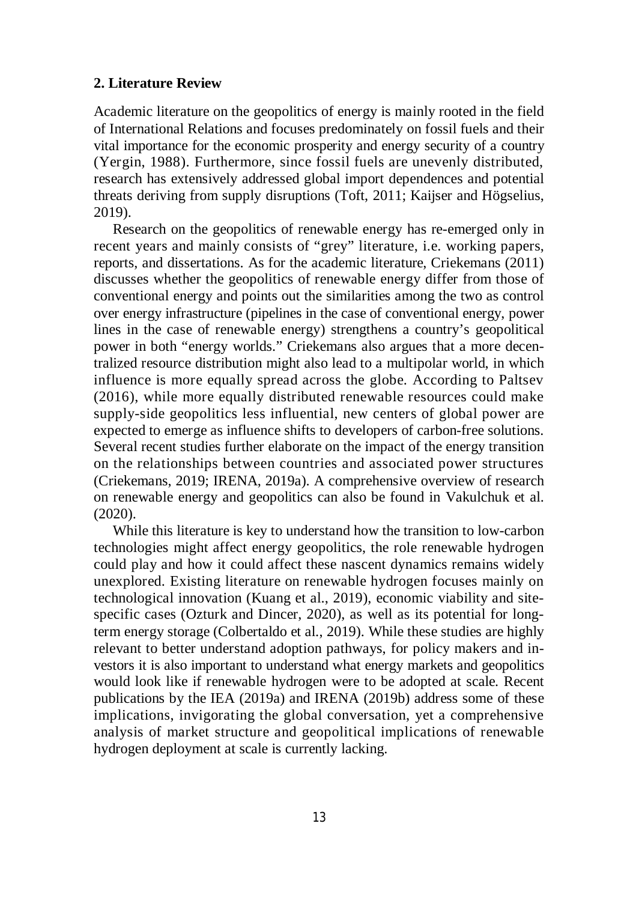## 2. Literature Review

Academic literature on the geopolitics of energy is mainly rooted in the field of International Relations and focuses predominately on fossil fuels and their vital importance for the economic prosperity and energy security of a country (Yergin, 1988). Furthermore, since fossil fuels are unevenly distributed, research has extensively addressed global import dependences and potential threats deriving from supply disruptions (Toft, 2011; Kaijser and Högselius, 2019).

Research on the geopolitics of renewable energy has re-emerged only in recent years and mainly consists of "grey" literature, i.e. working papers, reports, and dissertations. As for the academic literature, Criekemans (2011) discusses whether the geopolitics of renewable energy differ from those of conventional energy and points out the similarities among the two as control over energy infrastructure (pipelines in the case of conventional energy, power lines in the case of renewable energy) strengthens a country's geopolitical power in both "energy worlds." Criekemans also argues that a more decentralized resource distribution might also lead to a multipolar world, in which influence is more equally spread across the globe. According to Paltsev (2016), while more equally distributed renewable resources could make supply-side geopolitics less influential, new centers of global power are expected to emerge as influence shifts to developers of carbon-free solutions. Several recent studies further elaborate on the impact of the energy transition on the relationships between countries and associated power structures (Criekemans, 2019; IRENA, 2019a). A comprehensive overview of research on renewable energy and geopolitics can also be found in Vakulchuk et al. (2020).

While this literature is key to understand how the transition to low-carbon technologies might affect energy geopolitics, the role renewable hydrogen could play and how it could affect these nascent dynamics remains widely unexplored. Existing literature on renewable hydrogen focuses mainly on technological innovation (Kuang et al., 2019), economic viability and site-specific cases (Ozturk and Dincer, 2020), as well as its potential for long-term energy storage (Colbertaldo et al., 2019). While these studies are highly relevant to better understand adoption pathways, for policy makers and investors it is also important to understand what energy markets and geopolitics would look like if renewable hydrogen were to be adopted at scale. Recent publications by the IEA (2019a) and IRENA (2019b) address some of these implications, invigorating the global conversation, yet a comprehensive analysis of market structure and geopolitical implications of renewable hydrogen deployment at scale is currently lacking.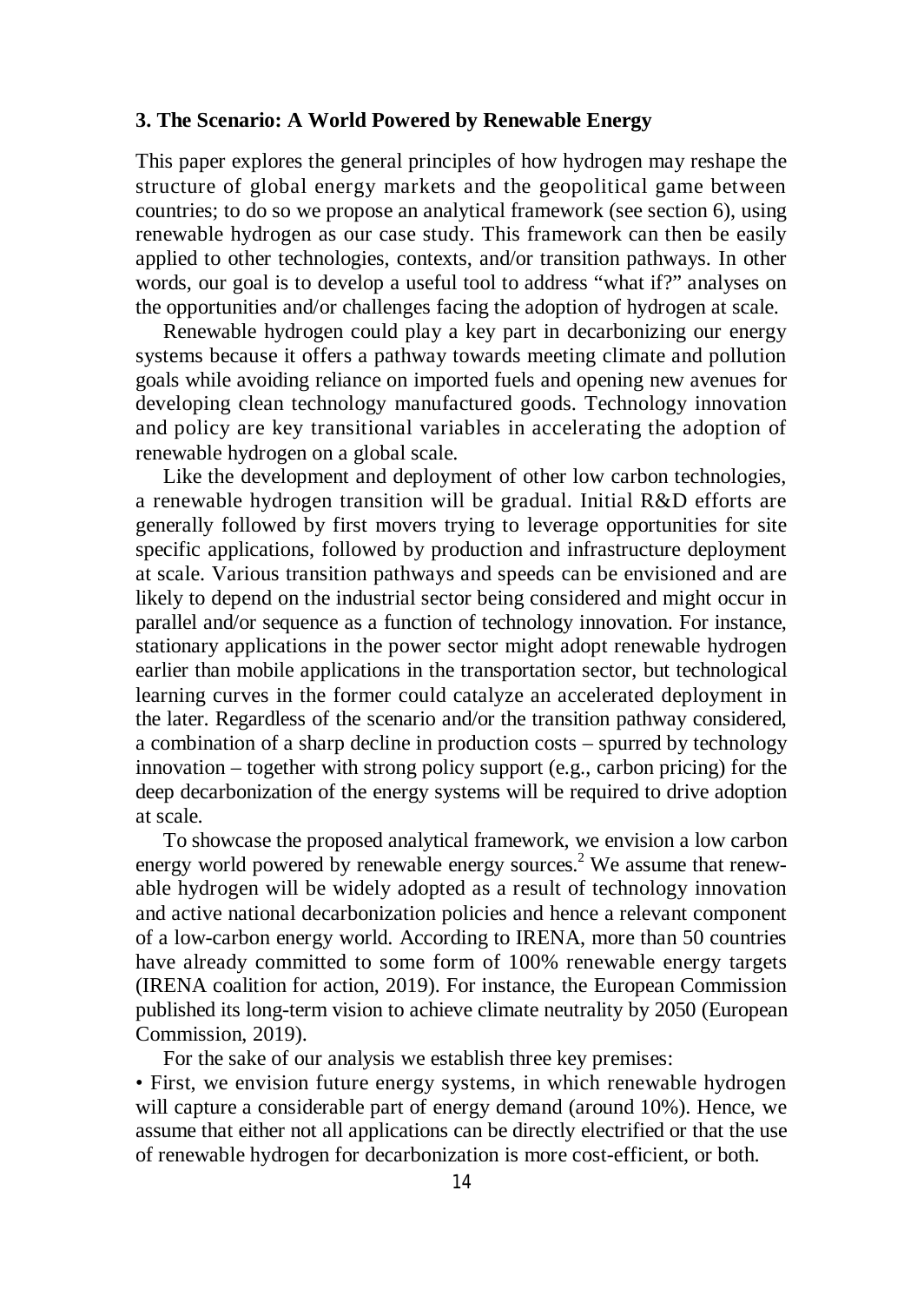### 3. The Scenario: A World Powered by Renewable Energy

This paper explores the general principles of how hydrogen may reshape the structure of global energy markets and the geopolitical game between countries; to do so we propose an analytical framework (see section 6), using renewable hydrogen as our case study. This framework can then be easily applied to other technologies, contexts, and/or transition pathways. In other words, our goal is to develop a useful tool to address "what if?" analyses on the opportunities and/or challenges facing the adoption of hydrogen at scale.

Renewable hydrogen could play a key part in decarbonizing our energy systems because it offers a pathway towards meeting climate and pollution goals while avoiding reliance on imported fuels and opening new avenues for developing clean technology manufactured goods. Technology innovation and policy are key transitional variables in accelerating the adoption of renewable hydrogen on a global scale.

Like the development and deployment of other low carbon technologies, a renewable hydrogen transition will be gradual. Initial R&D efforts are generally followed by first movers trying to leverage opportunities for site specific applications, followed by production and infrastructure deployment at scale. Various transition pathways and speeds can be envisioned and are likely to depend on the industrial sector being considered and might occur in parallel and/or sequence as a function of technology innovation. For instance, stationary applications in the power sector might adopt renewable hydrogen earlier than mobile applications in the transportation sector, but technological learning curves in the former could catalyze an accelerated deployment in the later. Regardless of the scenario and/or the transition pathway considered, a combination of a sharp decline in production costs – spurred by technology innovation – together with strong policy support (e.g., carbon pricing) for the deep decarbonization of the energy systems will be required to drive adoption at scale.

To showcase the proposed analytical framework, we envision a low carbon energy world powered by renewable energy sources.[2] We assume that renewable hydrogen will be widely adopted as a result of technology innovation and active national decarbonization policies and hence a relevant component of a low-carbon energy world. According to IRENA, more than 50 countries have already committed to some form of 100% renewable energy targets (IRENA coalition for action, 2019). For instance, the European Commission published its long-term vision to achieve climate neutrality by 2050 (European Commission, 2019).

For the sake of our analysis we establish three key premises:

- First, we envision future energy systems, in which renewable hydrogen will capture a considerable part of energy demand (around 10%). Hence, we assume that either not all applications can be directly electrified or that the use of renewable hydrogen for decarbonization is more cost-efficient, or both.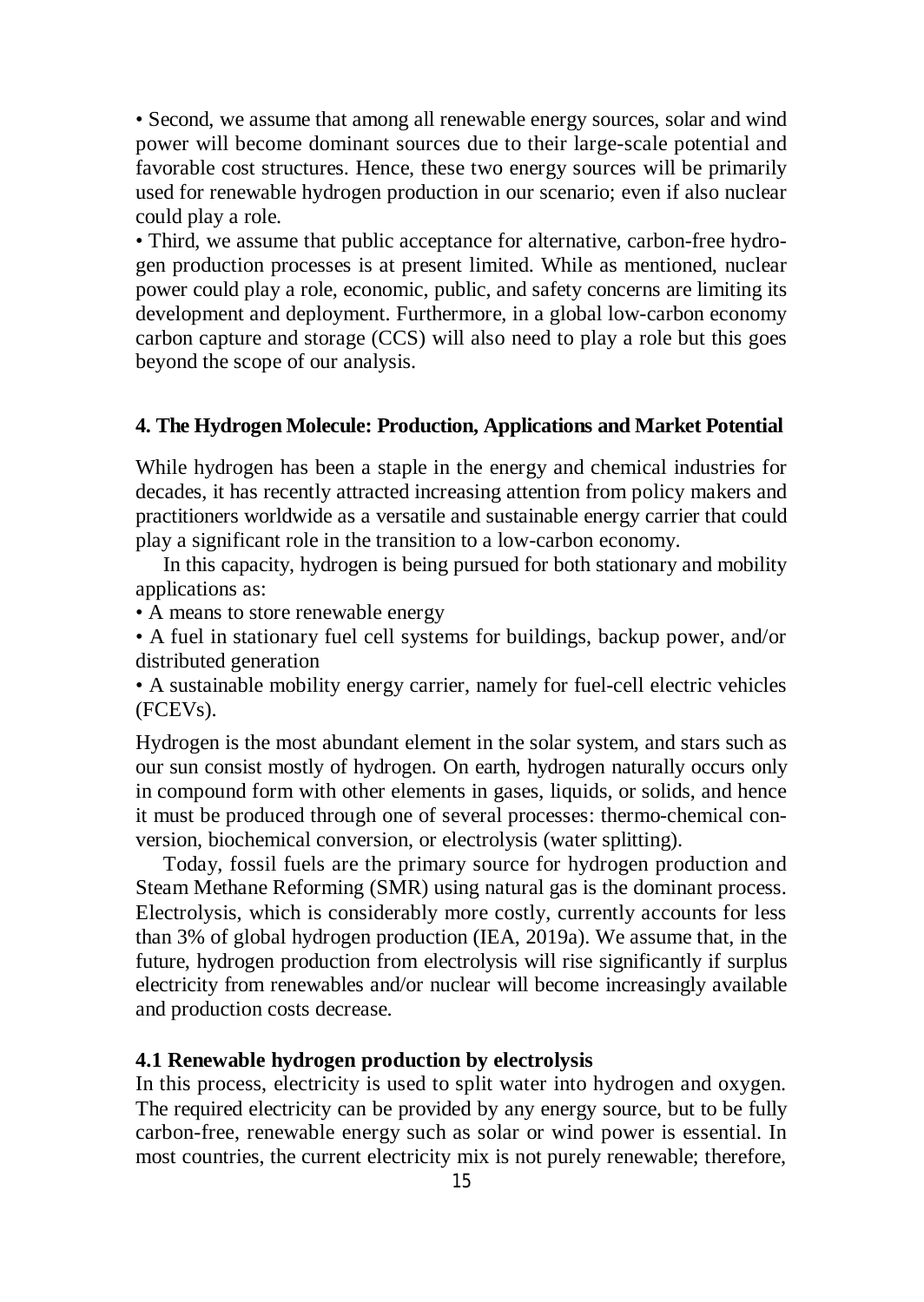• Second, we assume that among all renewable energy sources, solar and wind power will become dominant sources due to their large-scale potential and favorable cost structures. Hence, these two energy sources will be primarily used for renewable hydrogen production in our scenario; even if also nuclear could play a role.

• Third, we assume that public acceptance for alternative, carbon-free hydrogen production processes is at present limited. While as mentioned, nuclear power could play a role, economic, public, and safety concerns are limiting its development and deployment. Furthermore, in a global low-carbon economy carbon capture and storage (CCS) will also need to play a role but this goes beyond the scope of our analysis.

## 4. The Hydrogen Molecule: Production, Applications and Market Potential

While hydrogen has been a staple in the energy and chemical industries for decades, it has recently attracted increasing attention from policy makers and practitioners worldwide as a versatile and sustainable energy carrier that could play a significant role in the transition to a low-carbon economy.

In this capacity, hydrogen is being pursued for both stationary and mobility applications as:

• A means to store renewable energy

• A fuel in stationary fuel cell systems for buildings, backup power, and/or distributed generation

• A sustainable mobility energy carrier, namely for fuel-cell electric vehicles (FCEVs).

Hydrogen is the most abundant element in the solar system, and stars such as our sun consist mostly of hydrogen. On earth, hydrogen naturally occurs only in compound form with other elements in gases, liquids, or solids, and hence it must be produced through one of several processes: thermo-chemical conversion, biochemical conversion, or electrolysis (water splitting).

Today, fossil fuels are the primary source for hydrogen production and Steam Methane Reforming (SMR) using natural gas is the dominant process. Electrolysis, which is considerably more costly, currently accounts for less than 3% of global hydrogen production (IEA, 2019a). We assume that, in the future, hydrogen production from electrolysis will rise significantly if surplus electricity from renewables and/or nuclear will become increasingly available and production costs decrease.

### 4.1 Renewable hydrogen production by electrolysis

In this process, electricity is used to split water into hydrogen and oxygen. The required electricity can be provided by any energy source, but to be fully carbon-free, renewable energy such as solar or wind power is essential. In most countries, the current electricity mix is not purely renewable; therefore,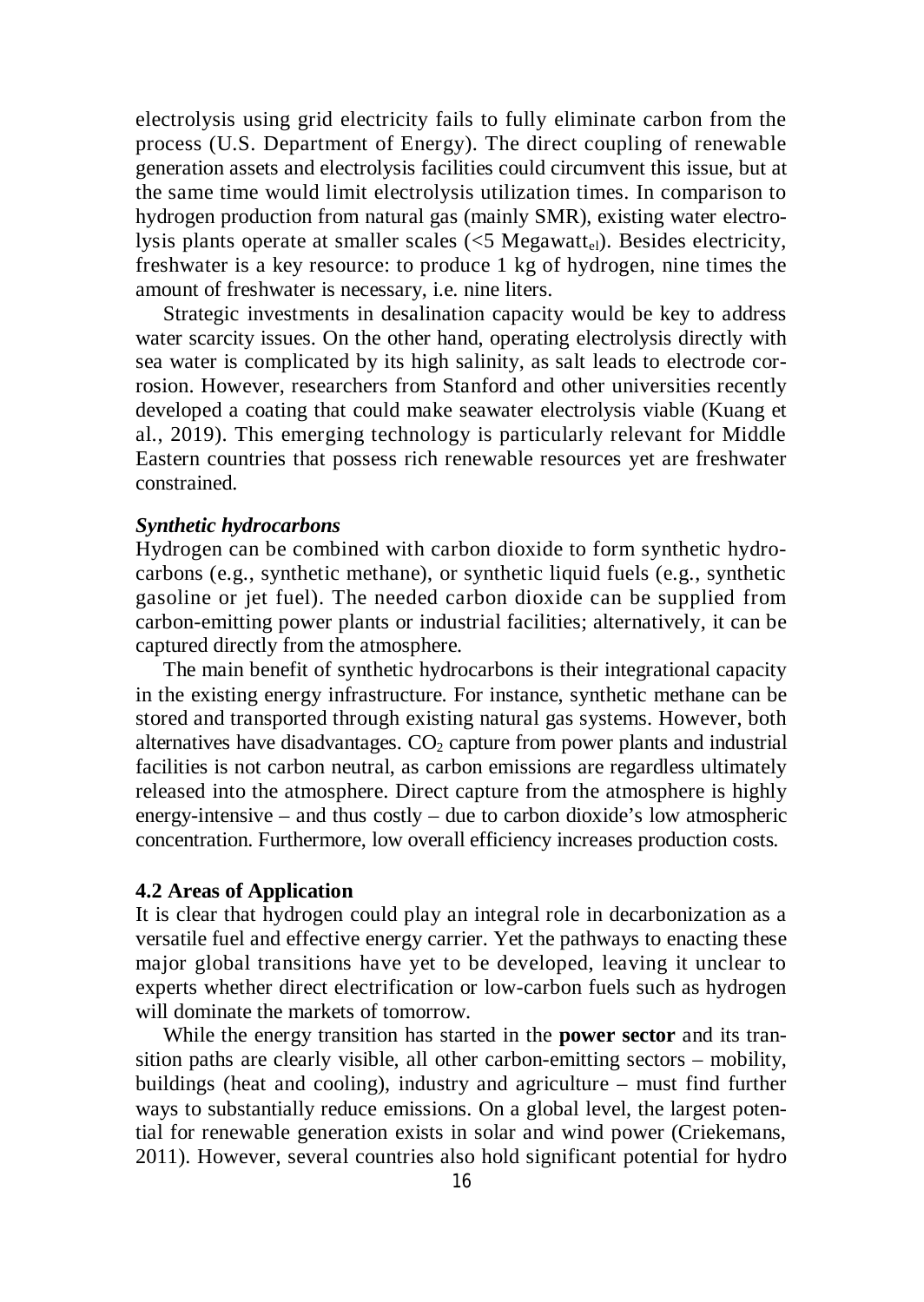electrolysis using grid electricity fails to fully eliminate carbon from the process (U.S. Department of Energy). The direct coupling of renewable generation assets and electrolysis facilities could circumvent this issue, but at the same time would limit electrolysis utilization times. In comparison to hydrogen production from natural gas (mainly SMR), existing water electrolysis plants operate at smaller scales (<5 $Megawatt_{el}$). Besides electricity, freshwater is a key resource: to produce 1 kg of hydrogen, nine times the amount of freshwater is necessary, i.e. nine liters.

Strategic investments in desalination capacity would be key to address water scarcity issues. On the other hand, operating electrolysis directly with sea water is complicated by its high salinity, as salt leads to electrode corrosion. However, researchers from Stanford and other universities recently developed a coating that could make seawater electrolysis viable (Kuang et al., 2019). This emerging technology is particularly relevant for Middle Eastern countries that possess rich renewable resources yet are freshwater constrained.

***Synthetic hydrocarbons***

Hydrogen can be combined with carbon dioxide to form synthetic hydrocarbons (e.g., synthetic methane), or synthetic liquid fuels (e.g., synthetic gasoline or jet fuel). The needed carbon dioxide can be supplied from carbon-emitting power plants or industrial facilities; alternatively, it can be captured directly from the atmosphere.

The main benefit of synthetic hydrocarbons is their integrational capacity in the existing energy infrastructure. For instance, synthetic methane can be stored and transported through existing natural gas systems. However, both alternatives have disadvantages. $CO_2$ capture from power plants and industrial facilities is not carbon neutral, as carbon emissions are regardless ultimately released into the atmosphere. Direct capture from the atmosphere is highly energy-intensive – and thus costly – due to carbon dioxide's low atmospheric concentration. Furthermore, low overall efficiency increases production costs.

### 4.2 Areas of Application

It is clear that hydrogen could play an integral role in decarbonization as a versatile fuel and effective energy carrier. Yet the pathways to enacting these major global transitions have yet to be developed, leaving it unclear to experts whether direct electrification or low-carbon fuels such as hydrogen will dominate the markets of tomorrow.

While the energy transition has started in the **power sector** and its transition paths are clearly visible, all other carbon-emitting sectors – mobility, buildings (heat and cooling), industry and agriculture – must find further ways to substantially reduce emissions. On a global level, the largest potential for renewable generation exists in solar and wind power (Criekemans, 2011). However, several countries also hold significant potential for hydro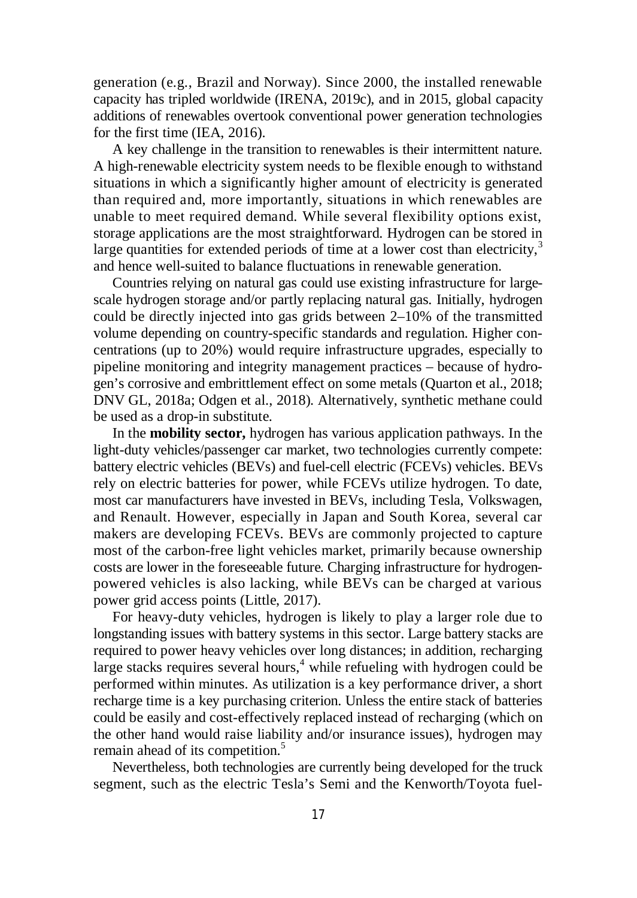generation (e.g., Brazil and Norway). Since 2000, the installed renewable capacity has tripled worldwide (IRENA, 2019c), and in 2015, global capacity additions of renewables overtook conventional power generation technologies for the first time (IEA, 2016).

A key challenge in the transition to renewables is their intermittent nature. A high-renewable electricity system needs to be flexible enough to withstand situations in which a significantly higher amount of electricity is generated than required and, more importantly, situations in which renewables are unable to meet required demand. While several flexibility options exist, storage applications are the most straightforward. Hydrogen can be stored in large quantities for extended periods of time at a lower cost than electricity,[3] and hence well-suited to balance fluctuations in renewable generation.

Countries relying on natural gas could use existing infrastructure for large-scale hydrogen storage and/or partly replacing natural gas. Initially, hydrogen could be directly injected into gas grids between 2–10% of the transmitted volume depending on country-specific standards and regulation. Higher concentrations (up to 20%) would require infrastructure upgrades, especially to pipeline monitoring and integrity management practices – because of hydrogen's corrosive and embrittlement effect on some metals (Quarton et al., 2018; DNV GL, 2018a; Odgen et al., 2018). Alternatively, synthetic methane could be used as a drop-in substitute.

In the **mobility sector,** hydrogen has various application pathways. In the light-duty vehicles/passenger car market, two technologies currently compete: battery electric vehicles (BEVs) and fuel-cell electric (FCEVs) vehicles. BEVs rely on electric batteries for power, while FCEVs utilize hydrogen. To date, most car manufacturers have invested in BEVs, including Tesla, Volkswagen, and Renault. However, especially in Japan and South Korea, several car makers are developing FCEVs. BEVs are commonly projected to capture most of the carbon-free light vehicles market, primarily because ownership costs are lower in the foreseeable future. Charging infrastructure for hydrogen-powered vehicles is also lacking, while BEVs can be charged at various power grid access points (Little, 2017).

For heavy-duty vehicles, hydrogen is likely to play a larger role due to longstanding issues with battery systems in this sector. Large battery stacks are required to power heavy vehicles over long distances; in addition, recharging large stacks requires several hours,[4] while refueling with hydrogen could be performed within minutes. As utilization is a key performance driver, a short recharge time is a key purchasing criterion. Unless the entire stack of batteries could be easily and cost-effectively replaced instead of recharging (which on the other hand would raise liability and/or insurance issues), hydrogen may remain ahead of its competition.[5]

Nevertheless, both technologies are currently being developed for the truck segment, such as the electric Tesla's Semi and the Kenworth/Toyota fuel-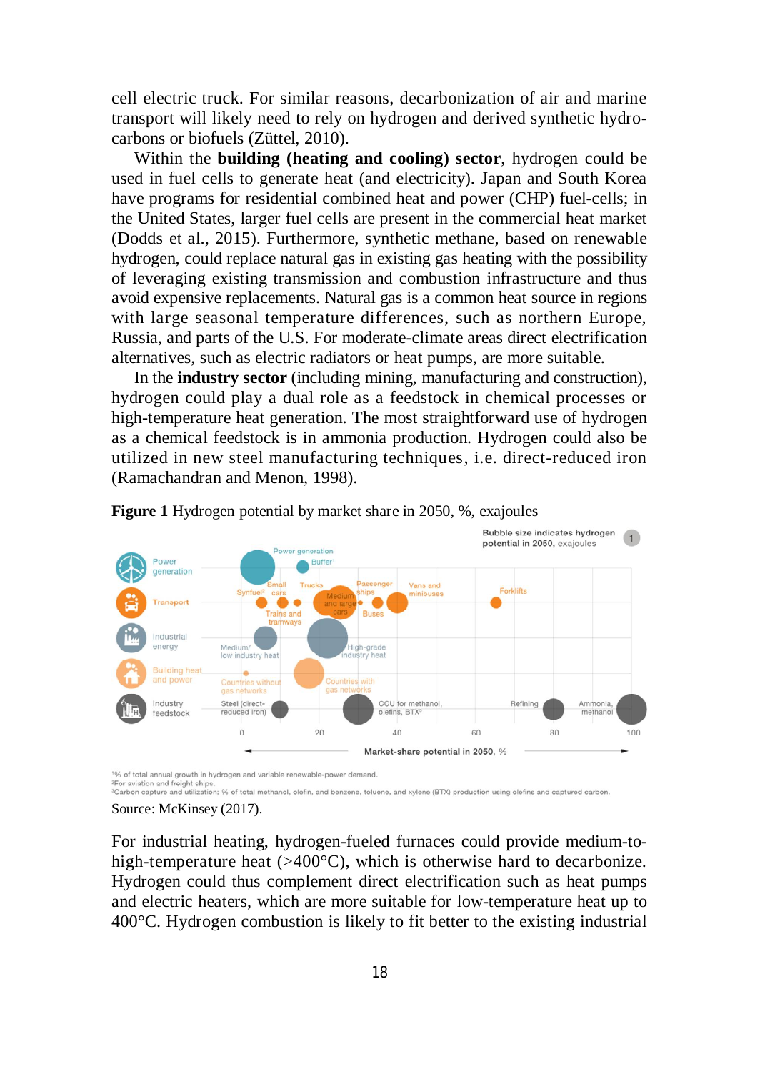cell electric truck. For similar reasons, decarbonization of air and marine transport will likely need to rely on hydrogen and derived synthetic hydrocarbons or biofuels (Züttel, 2010).

Within the **building (heating and cooling) sector**, hydrogen could be used in fuel cells to generate heat (and electricity). Japan and South Korea have programs for residential combined heat and power (CHP) fuel-cells; in the United States, larger fuel cells are present in the commercial heat market (Dodds et al., 2015). Furthermore, synthetic methane, based on renewable hydrogen, could replace natural gas in existing gas heating with the possibility of leveraging existing transmission and combustion infrastructure and thus avoid expensive replacements. Natural gas is a common heat source in regions with large seasonal temperature differences, such as northern Europe, Russia, and parts of the U.S. For moderate-climate areas direct electrification alternatives, such as electric radiators or heat pumps, are more suitable.

In the **industry sector** (including mining, manufacturing and construction), hydrogen could play a dual role as a feedstock in chemical processes or high-temperature heat generation. The most straightforward use of hydrogen as a chemical feedstock is in ammonia production. Hydrogen could also be utilized in new steel manufacturing techniques, i.e. direct-reduced iron (Ramachandran and Menon, 1998).

**Figure 1** Hydrogen potential by market share in 2050, %, exajoules

[1]% of total annual growth in hydrogen and variable renewable-power demand.
[2]For aviation and freight ships.
[3]Carbon capture and utilization; % of total methanol, olefin, and benzene, toluene, and xylene (BTX) production using olefins and captured carbon.

Source: McKinsey (2017).

For industrial heating, hydrogen-fueled furnaces could provide medium-to-high-temperature heat (>400°C), which is otherwise hard to decarbonize. Hydrogen could thus complement direct electrification such as heat pumps and electric heaters, which are more suitable for low-temperature heat up to 400°C. Hydrogen combustion is likely to fit better to the existing industrial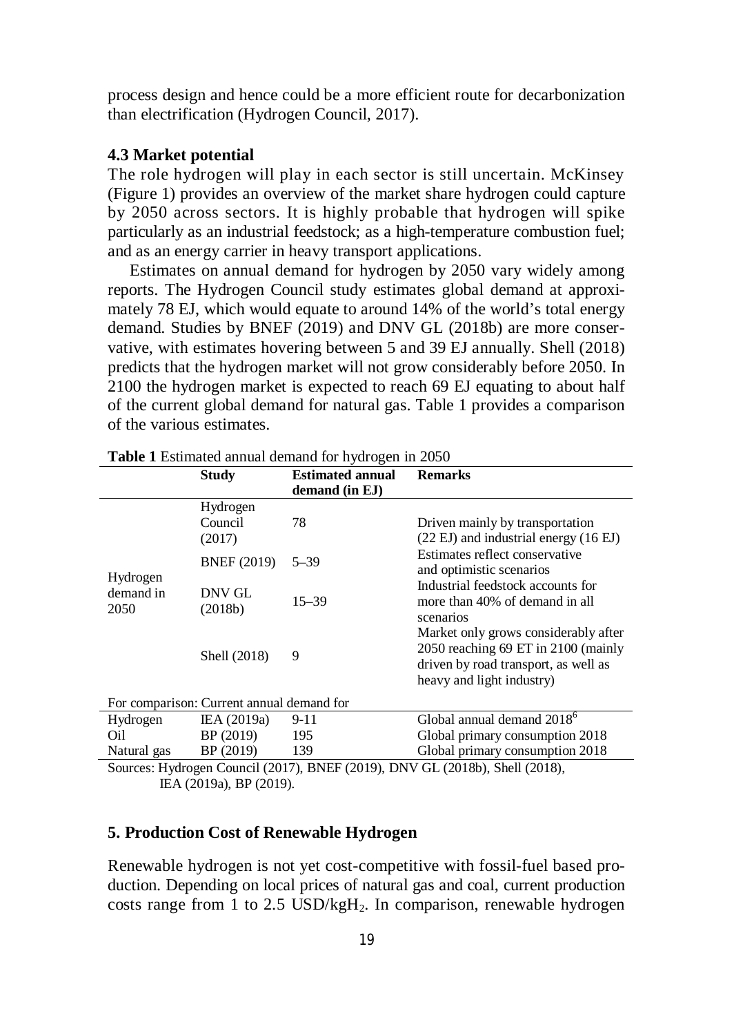process design and hence could be a more efficient route for decarbonization than electrification (Hydrogen Council, 2017).

### 4.3 Market potential

The role hydrogen will play in each sector is still uncertain. McKinsey (Figure 1) provides an overview of the market share hydrogen could capture by 2050 across sectors. It is highly probable that hydrogen will spike particularly as an industrial feedstock; as a high-temperature combustion fuel; and as an energy carrier in heavy transport applications.

Estimates on annual demand for hydrogen by 2050 vary widely among reports. The Hydrogen Council study estimates global demand at approximately 78 EJ, which would equate to around 14% of the world's total energy demand. Studies by BNEF (2019) and DNV GL (2018b) are more conservative, with estimates hovering between 5 and 39 EJ annually. Shell (2018) predicts that the hydrogen market will not grow considerably before 2050. In 2100 the hydrogen market is expected to reach 69 EJ equating to about half of the current global demand for natural gas. Table 1 provides a comparison of the various estimates.

**Table 1** Estimated annual demand for hydrogen in 2050

| | Study | Estimated annual demand (in EJ) | Remarks |
|---|---|---|---|
| Hydrogen demand in 2050 | Hydrogen Council (2017) | 78 | Driven mainly by transportation (22 EJ) and industrial energy (16 EJ) |
| | BNEF (2019) | 5–39 | Estimates reflect conservative and optimistic scenarios |
| | DNV GL (2018b) | 15–39 | Industrial feedstock accounts for more than 40% of demand in all scenarios |
| | Shell (2018) | 9 | Market only grows considerably after 2050 reaching 69 ET in 2100 (mainly driven by road transport, as well as heavy and light industry) |
| For comparison: Current annual demand for | | | |
| Hydrogen | IEA (2019a) | 9-11 | Global annual demand 2018[6] |
| Oil | BP (2019) | 195 | Global primary consumption 2018 |
| Natural gas | BP (2019) | 139 | Global primary consumption 2018 |

Sources: Hydrogen Council (2017), BNEF (2019), DNV GL (2018b), Shell (2018), IEA (2019a), BP (2019).

## 5. Production Cost of Renewable Hydrogen

Renewable hydrogen is not yet cost-competitive with fossil-fuel based production. Depending on local prices of natural gas and coal, current production costs range from 1 to 2.5 USD/kg$H_2$. In comparison, renewable hydrogen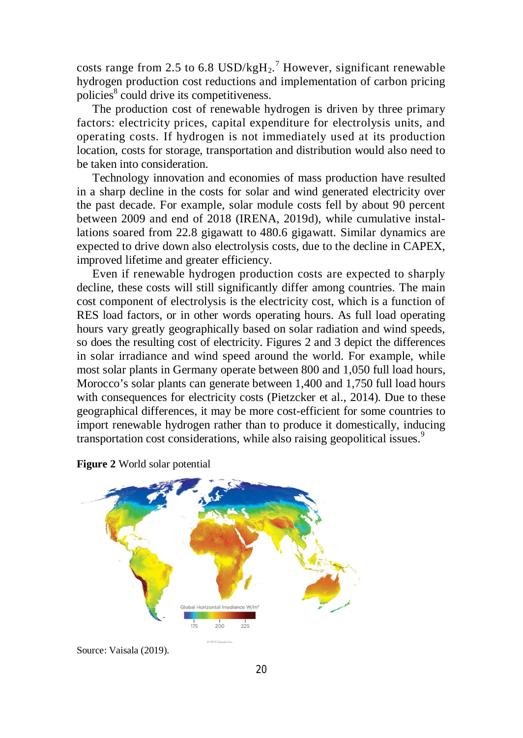costs range from 2.5 to 6.8 USD/kg$H_2$.[7] However, significant renewable hydrogen production cost reductions and implementation of carbon pricing policies[8] could drive its competitiveness.

The production cost of renewable hydrogen is driven by three primary factors: electricity prices, capital expenditure for electrolysis units, and operating costs. If hydrogen is not immediately used at its production location, costs for storage, transportation and distribution would also need to be taken into consideration.

Technology innovation and economies of mass production have resulted in a sharp decline in the costs for solar and wind generated electricity over the past decade. For example, solar module costs fell by about 90 percent between 2009 and end of 2018 (IRENA, 2019d), while cumulative installations soared from 22.8 gigawatt to 480.6 gigawatt. Similar dynamics are expected to drive down also electrolysis costs, due to the decline in CAPEX, improved lifetime and greater efficiency.

Even if renewable hydrogen production costs are expected to sharply decline, these costs will still significantly differ among countries. The main cost component of electrolysis is the electricity cost, which is a function of RES load factors, or in other words operating hours. As full load operating hours vary greatly geographically based on solar radiation and wind speeds, so does the resulting cost of electricity. Figures 2 and 3 depict the differences in solar irradiance and wind speed around the world. For example, while most solar plants in Germany operate between 800 and 1,050 full load hours, Morocco's solar plants can generate between 1,400 and 1,750 full load hours with consequences for electricity costs (Pietzcker et al., 2014). Due to these geographical differences, it may be more cost-efficient for some countries to import renewable hydrogen rather than to produce it domestically, inducing transportation cost considerations, while also raising geopolitical issues.[9]

**Figure 2** World solar potential

Source: Vaisala (2019).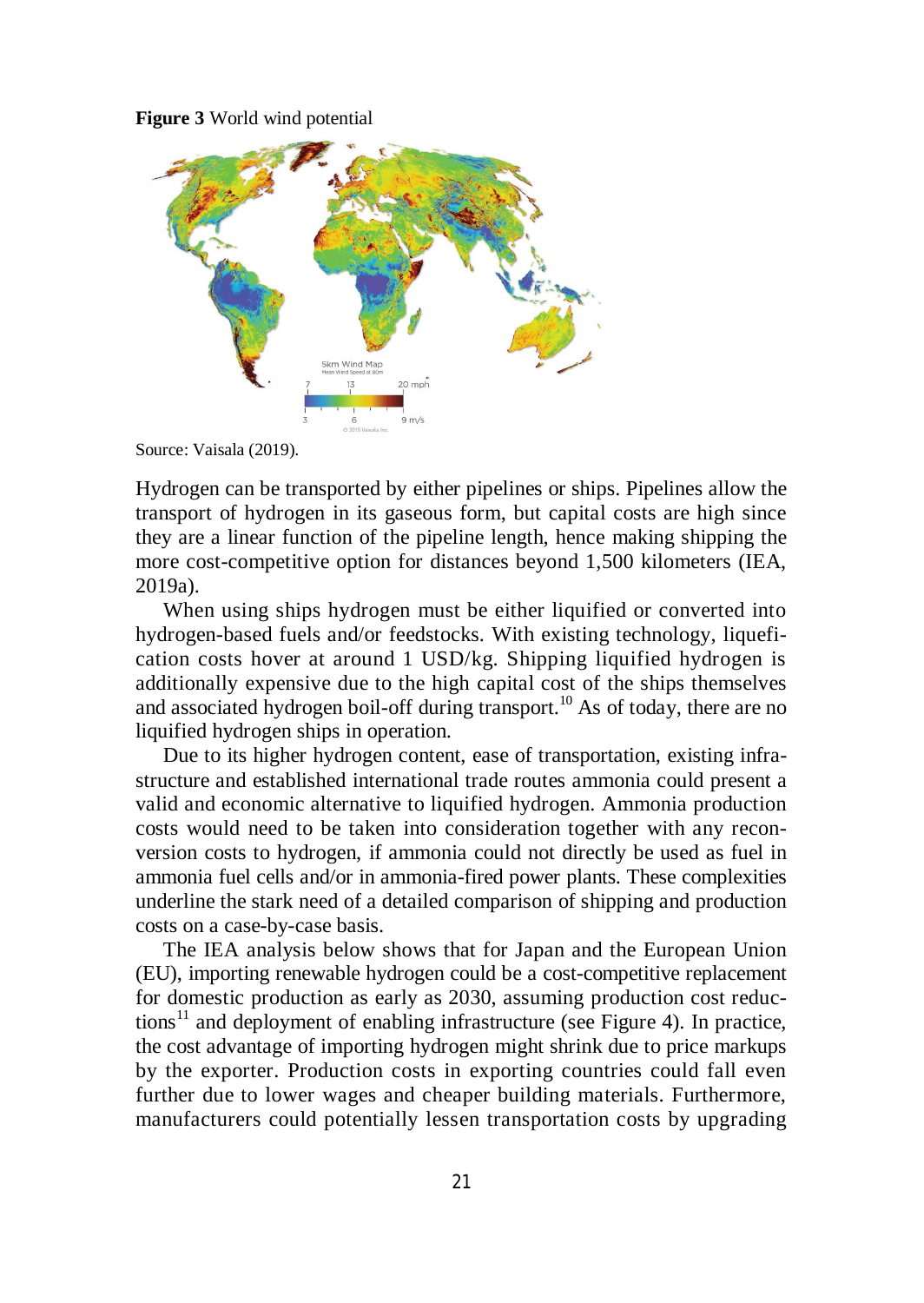**Figure 3** World wind potential

Source: Vaisala (2019).

Hydrogen can be transported by either pipelines or ships. Pipelines allow the transport of hydrogen in its gaseous form, but capital costs are high since they are a linear function of the pipeline length, hence making shipping the more cost-competitive option for distances beyond 1,500 kilometers (IEA, 2019a).

When using ships hydrogen must be either liquified or converted into hydrogen-based fuels and/or feedstocks. With existing technology, liquefication costs hover at around 1 USD/kg. Shipping liquified hydrogen is additionally expensive due to the high capital cost of the ships themselves and associated hydrogen boil-off during transport.[10] As of today, there are no liquified hydrogen ships in operation.

Due to its higher hydrogen content, ease of transportation, existing infrastructure and established international trade routes ammonia could present a valid and economic alternative to liquified hydrogen. Ammonia production costs would need to be taken into consideration together with any reconversion costs to hydrogen, if ammonia could not directly be used as fuel in ammonia fuel cells and/or in ammonia-fired power plants. These complexities underline the stark need of a detailed comparison of shipping and production costs on a case-by-case basis.

The IEA analysis below shows that for Japan and the European Union (EU), importing renewable hydrogen could be a cost-competitive replacement for domestic production as early as 2030, assuming production cost reductions[11] and deployment of enabling infrastructure (see Figure 4). In practice, the cost advantage of importing hydrogen might shrink due to price markups by the exporter. Production costs in exporting countries could fall even further due to lower wages and cheaper building materials. Furthermore, manufacturers could potentially lessen transportation costs by upgrading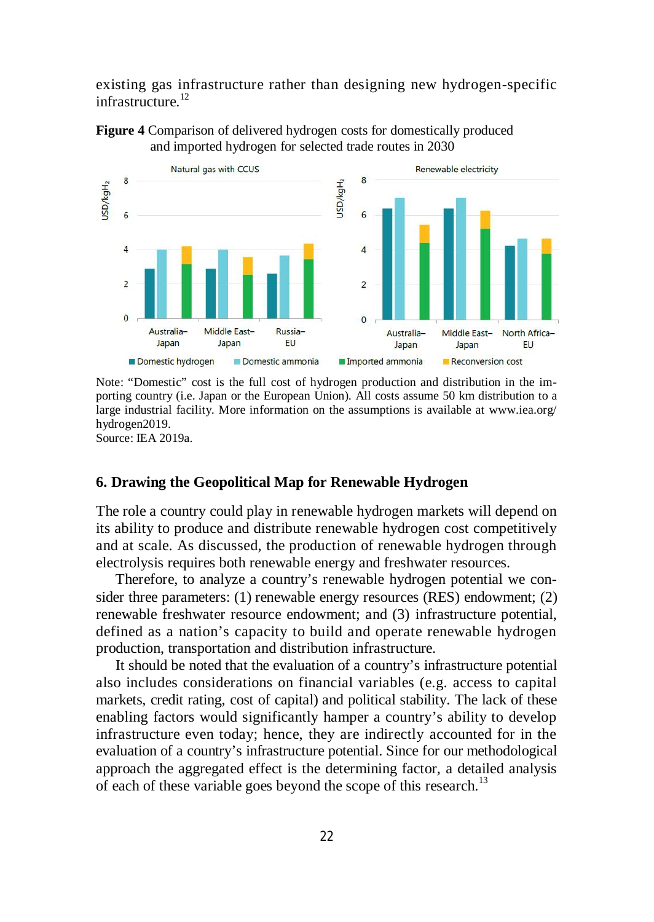existing gas infrastructure rather than designing new hydrogen-specific infrastructure.[12]

**Figure 4** Comparison of delivered hydrogen costs for domestically produced and imported hydrogen for selected trade routes in 2030

Note: "Domestic" cost is the full cost of hydrogen production and distribution in the importing country (i.e. Japan or the European Union). All costs assume 50 km distribution to a large industrial facility. More information on the assumptions is available at www.iea.org/hydrogen2019.
Source: IEA 2019a.

## 6. Drawing the Geopolitical Map for Renewable Hydrogen

The role a country could play in renewable hydrogen markets will depend on its ability to produce and distribute renewable hydrogen cost competitively and at scale. As discussed, the production of renewable hydrogen through electrolysis requires both renewable energy and freshwater resources.

Therefore, to analyze a country's renewable hydrogen potential we consider three parameters: (1) renewable energy resources (RES) endowment; (2) renewable freshwater resource endowment; and (3) infrastructure potential, defined as a nation's capacity to build and operate renewable hydrogen production, transportation and distribution infrastructure.

It should be noted that the evaluation of a country's infrastructure potential also includes considerations on financial variables (e.g. access to capital markets, credit rating, cost of capital) and political stability. The lack of these enabling factors would significantly hamper a country's ability to develop infrastructure even today; hence, they are indirectly accounted for in the evaluation of a country's infrastructure potential. Since for our methodological approach the aggregated effect is the determining factor, a detailed analysis of each of these variable goes beyond the scope of this research.[13]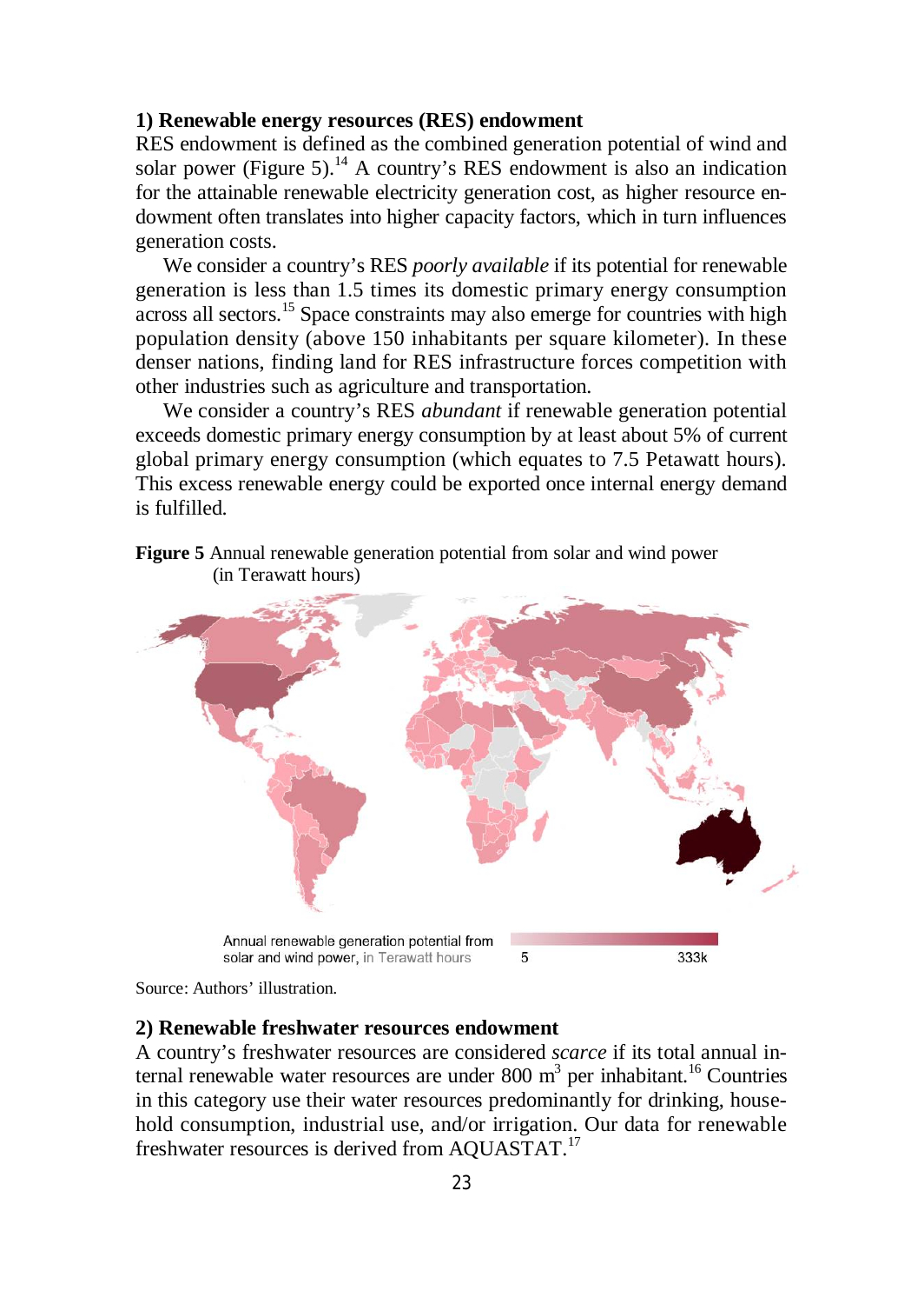**1) Renewable energy resources (RES) endowment**

RES endowment is defined as the combined generation potential of wind and solar power (Figure 5).[14] A country's RES endowment is also an indication for the attainable renewable electricity generation cost, as higher resource endowment often translates into higher capacity factors, which in turn influences generation costs.

We consider a country's RES *poorly available* if its potential for renewable generation is less than 1.5 times its domestic primary energy consumption across all sectors.[15] Space constraints may also emerge for countries with high population density (above 150 inhabitants per square kilometer). In these denser nations, finding land for RES infrastructure forces competition with other industries such as agriculture and transportation.

We consider a country's RES *abundant* if renewable generation potential exceeds domestic primary energy consumption by at least about 5% of current global primary energy consumption (which equates to 7.5 Petawatt hours). This excess renewable energy could be exported once internal energy demand is fulfilled.

**Figure 5** Annual renewable generation potential from solar and wind power (in Terawatt hours)

Annual renewable generation potential from solar and wind power, in Terawatt hours: 5 – 333k

Source: Authors' illustration.

**2) Renewable freshwater resources endowment**

A country's freshwater resources are considered *scarce* if its total annual internal renewable water resources are under 800 $m^3$ per inhabitant.[16] Countries in this category use their water resources predominantly for drinking, household consumption, industrial use, and/or irrigation. Our data for renewable freshwater resources is derived from AQUASTAT.[17]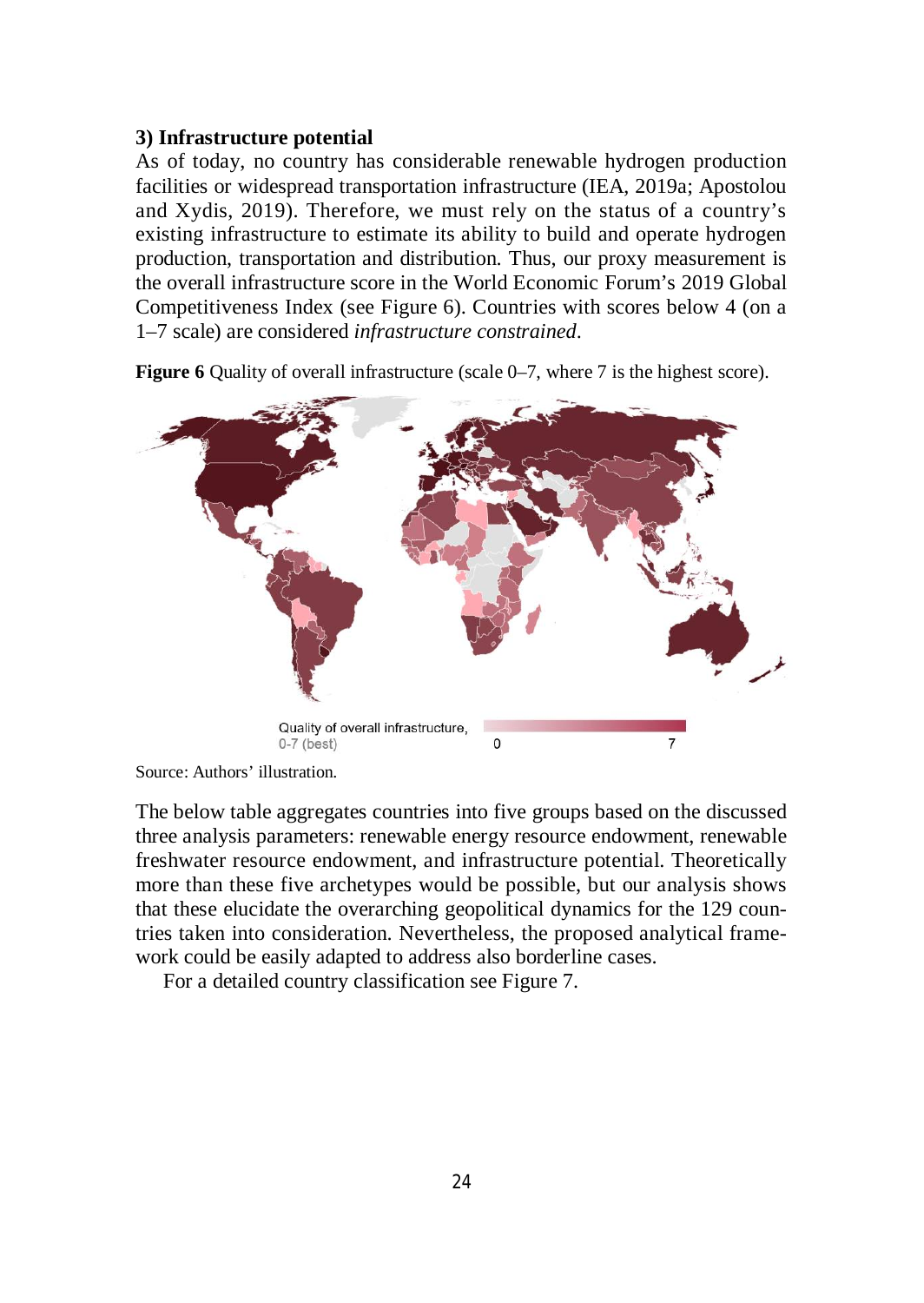### 3) Infrastructure potential

As of today, no country has considerable renewable hydrogen production facilities or widespread transportation infrastructure (IEA, 2019a; Apostolou and Xydis, 2019). Therefore, we must rely on the status of a country's existing infrastructure to estimate its ability to build and operate hydrogen production, transportation and distribution. Thus, our proxy measurement is the overall infrastructure score in the World Economic Forum's 2019 Global Competitiveness Index (see Figure 6). Countries with scores below 4 (on a 1–7 scale) are considered *infrastructure constrained*.

**Figure 6** Quality of overall infrastructure (scale 0–7, where 7 is the highest score).

Source: Authors' illustration.

The below table aggregates countries into five groups based on the discussed three analysis parameters: renewable energy resource endowment, renewable freshwater resource endowment, and infrastructure potential. Theoretically more than these five archetypes would be possible, but our analysis shows that these elucidate the overarching geopolitical dynamics for the 129 countries taken into consideration. Nevertheless, the proposed analytical framework could be easily adapted to address also borderline cases.

For a detailed country classification see Figure 7.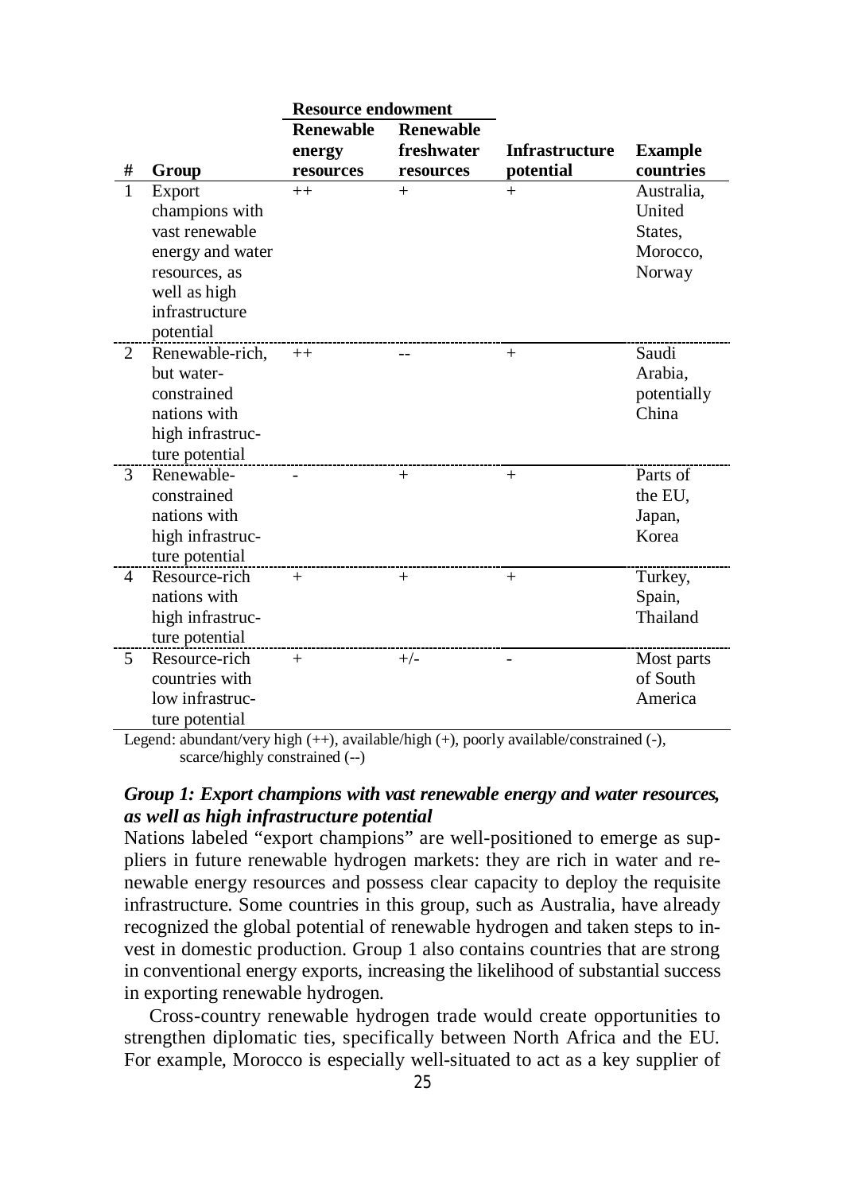| # | Group | Resource endowment | | Infrastructure potential | Example countries |
|---|---|---|---|---|---|
| | | Renewable energy resources | Renewable freshwater resources | | |
| 1 | Export champions with vast renewable energy and water resources, as well as high infrastructure potential | ++ | + | + | Australia, United States, Morocco, Norway |
| 2 | Renewable-rich, but water-constrained nations with high infrastructure potential | ++ | -- | + | Saudi Arabia, potentially China |
| 3 | Renewable-constrained nations with high infrastructure potential | - | + | + | Parts of the EU, Japan, Korea |
| 4 | Resource-rich nations with high infrastructure potential | + | + | + | Turkey, Spain, Thailand |
| 5 | Resource-rich countries with low infrastructure potential | + | +/- | - | Most parts of South America |

Legend: abundant/very high (++), available/high (+), poorly available/constrained (-), scarce/highly constrained (--)

### *Group 1: Export champions with vast renewable energy and water resources, as well as high infrastructure potential*

Nations labeled "export champions" are well-positioned to emerge as suppliers in future renewable hydrogen markets: they are rich in water and renewable energy resources and possess clear capacity to deploy the requisite infrastructure. Some countries in this group, such as Australia, have already recognized the global potential of renewable hydrogen and taken steps to invest in domestic production. Group 1 also contains countries that are strong in conventional energy exports, increasing the likelihood of substantial success in exporting renewable hydrogen.

Cross-country renewable hydrogen trade would create opportunities to strengthen diplomatic ties, specifically between North Africa and the EU. For example, Morocco is especially well-situated to act as a key supplier of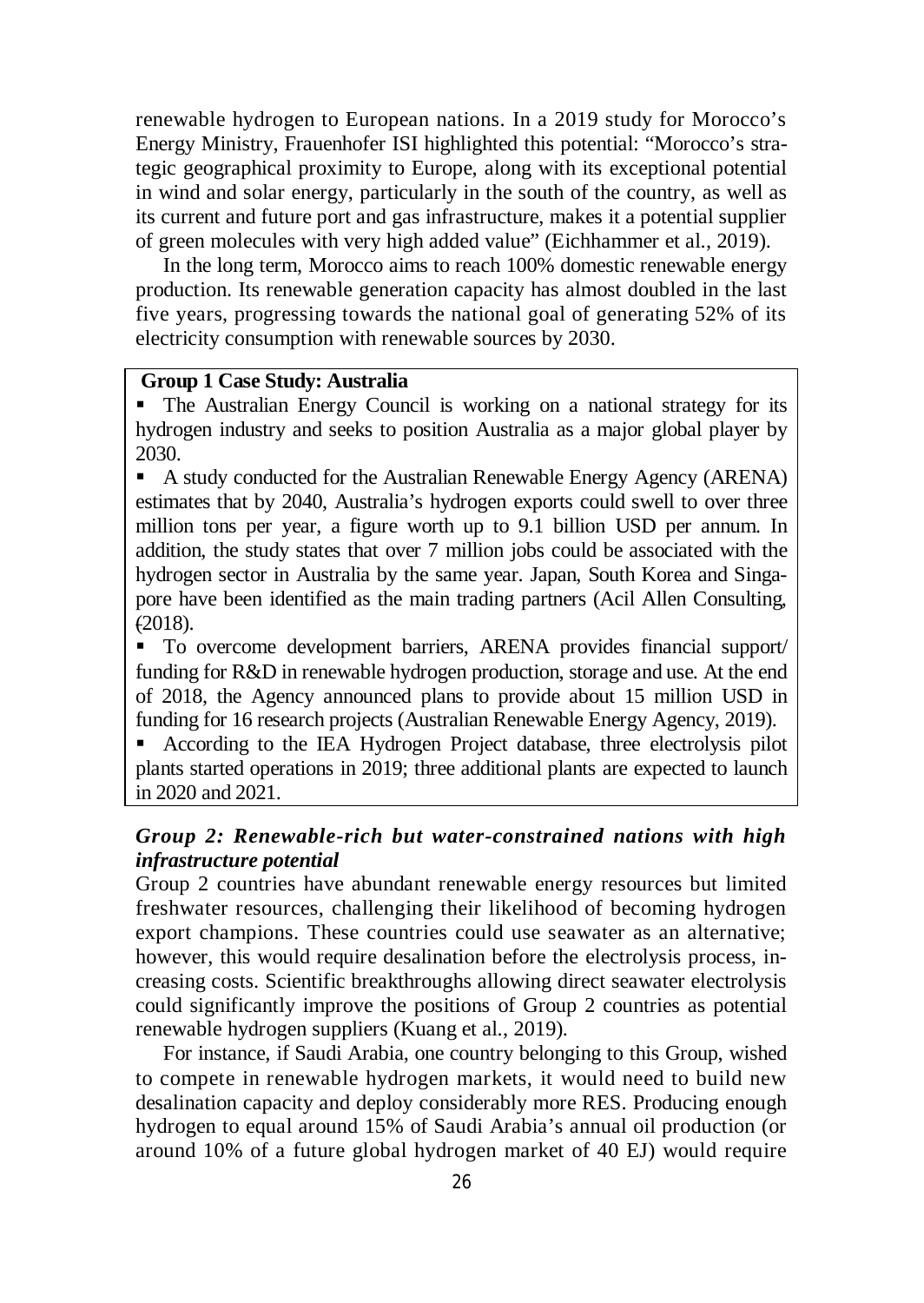renewable hydrogen to European nations. In a 2019 study for Morocco's Energy Ministry, Fraunhofer ISI highlighted this potential: "Morocco's strategic geographical proximity to Europe, along with its exceptional potential in wind and solar energy, particularly in the south of the country, as well as its current and future port and gas infrastructure, makes it a potential supplier of green molecules with very high added value" (Eichhammer et al., 2019).

In the long term, Morocco aims to reach 100% domestic renewable energy production. Its renewable generation capacity has almost doubled in the last five years, progressing towards the national goal of generating 52% of its electricity consumption with renewable sources by 2030.

**Group 1 Case Study: Australia**

- The Australian Energy Council is working on a national strategy for its hydrogen industry and seeks to position Australia as a major global player by 2030.
- A study conducted for the Australian Renewable Energy Agency (ARENA) estimates that by 2040, Australia's hydrogen exports could swell to over three million tons per year, a figure worth up to 9.1 billion USD per annum. In addition, the study states that over 7 million jobs could be associated with the hydrogen sector in Australia by the same year. Japan, South Korea and Singapore have been identified as the main trading partners (Acil Allen Consulting, (2018).
- To overcome development barriers, ARENA provides financial support/ funding for R&D in renewable hydrogen production, storage and use. At the end of 2018, the Agency announced plans to provide about 15 million USD in funding for 16 research projects (Australian Renewable Energy Agency, 2019).
- According to the IEA Hydrogen Project database, three electrolysis pilot plants started operations in 2019; three additional plants are expected to launch in 2020 and 2021.

***Group 2: Renewable-rich but water-constrained nations with high infrastructure potential***

Group 2 countries have abundant renewable energy resources but limited freshwater resources, challenging their likelihood of becoming hydrogen export champions. These countries could use seawater as an alternative; however, this would require desalination before the electrolysis process, increasing costs. Scientific breakthroughs allowing direct seawater electrolysis could significantly improve the positions of Group 2 countries as potential renewable hydrogen suppliers (Kuang et al., 2019).

For instance, if Saudi Arabia, one country belonging to this Group, wished to compete in renewable hydrogen markets, it would need to build new desalination capacity and deploy considerably more RES. Producing enough hydrogen to equal around 15% of Saudi Arabia's annual oil production (or around 10% of a future global hydrogen market of 40 EJ) would require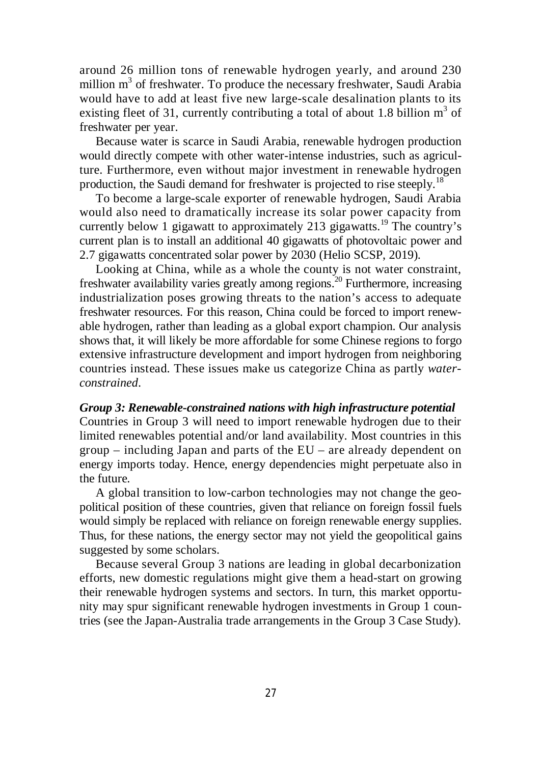around 26 million tons of renewable hydrogen yearly, and around 230 million $m^3$ of freshwater. To produce the necessary freshwater, Saudi Arabia would have to add at least five new large-scale desalination plants to its existing fleet of 31, currently contributing a total of about 1.8 billion $m^3$ of freshwater per year.

Because water is scarce in Saudi Arabia, renewable hydrogen production would directly compete with other water-intense industries, such as agriculture. Furthermore, even without major investment in renewable hydrogen production, the Saudi demand for freshwater is projected to rise steeply.[18]

To become a large-scale exporter of renewable hydrogen, Saudi Arabia would also need to dramatically increase its solar power capacity from currently below 1 gigawatt to approximately 213 gigawatts.[19] The country's current plan is to install an additional 40 gigawatts of photovoltaic power and 2.7 gigawatts concentrated solar power by 2030 (Helio SCSP, 2019).

Looking at China, while as a whole the county is not water constraint, freshwater availability varies greatly among regions.[20] Furthermore, increasing industrialization poses growing threats to the nation's access to adequate freshwater resources. For this reason, China could be forced to import renewable hydrogen, rather than leading as a global export champion. Our analysis shows that, it will likely be more affordable for some Chinese regions to forgo extensive infrastructure development and import hydrogen from neighboring countries instead. These issues make us categorize China as partly *water-constrained*.

***Group 3: Renewable-constrained nations with high infrastructure potential***

Countries in Group 3 will need to import renewable hydrogen due to their limited renewables potential and/or land availability. Most countries in this group – including Japan and parts of the EU – are already dependent on energy imports today. Hence, energy dependencies might perpetuate also in the future.

A global transition to low-carbon technologies may not change the geopolitical position of these countries, given that reliance on foreign fossil fuels would simply be replaced with reliance on foreign renewable energy supplies. Thus, for these nations, the energy sector may not yield the geopolitical gains suggested by some scholars.

Because several Group 3 nations are leading in global decarbonization efforts, new domestic regulations might give them a head-start on growing their renewable hydrogen systems and sectors. In turn, this market opportunity may spur significant renewable hydrogen investments in Group 1 countries (see the Japan-Australia trade arrangements in the Group 3 Case Study).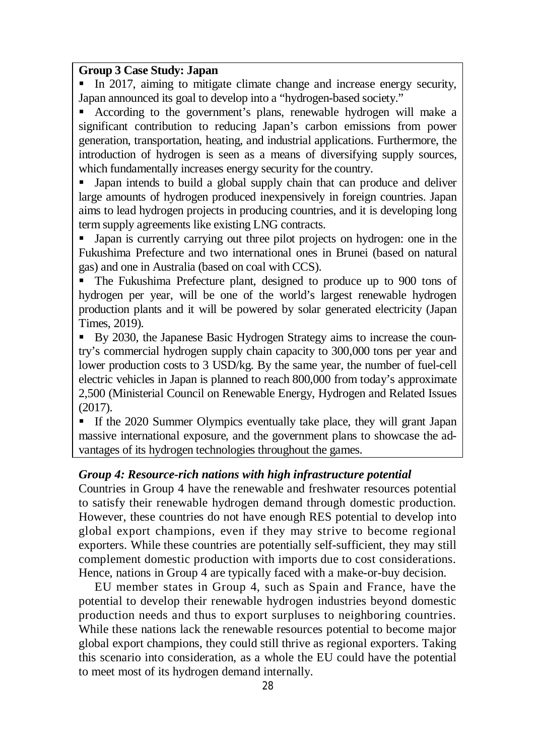**Group 3 Case Study: Japan**

- In 2017, aiming to mitigate climate change and increase energy security, Japan announced its goal to develop into a "hydrogen-based society."
- According to the government's plans, renewable hydrogen will make a significant contribution to reducing Japan's carbon emissions from power generation, transportation, heating, and industrial applications. Furthermore, the introduction of hydrogen is seen as a means of diversifying supply sources, which fundamentally increases energy security for the country.
- Japan intends to build a global supply chain that can produce and deliver large amounts of hydrogen produced inexpensively in foreign countries. Japan aims to lead hydrogen projects in producing countries, and it is developing long term supply agreements like existing LNG contracts.
- Japan is currently carrying out three pilot projects on hydrogen: one in the Fukushima Prefecture and two international ones in Brunei (based on natural gas) and one in Australia (based on coal with CCS).
- The Fukushima Prefecture plant, designed to produce up to 900 tons of hydrogen per year, will be one of the world's largest renewable hydrogen production plants and it will be powered by solar generated electricity (Japan Times, 2019).
- By 2030, the Japanese Basic Hydrogen Strategy aims to increase the country's commercial hydrogen supply chain capacity to 300,000 tons per year and lower production costs to 3 USD/kg. By the same year, the number of fuel-cell electric vehicles in Japan is planned to reach 800,000 from today's approximate 2,500 (Ministerial Council on Renewable Energy, Hydrogen and Related Issues (2017).
- If the 2020 Summer Olympics eventually take place, they will grant Japan massive international exposure, and the government plans to showcase the advantages of its hydrogen technologies throughout the games.

### *Group 4: Resource-rich nations with high infrastructure potential*

Countries in Group 4 have the renewable and freshwater resources potential to satisfy their renewable hydrogen demand through domestic production. However, these countries do not have enough RES potential to develop into global export champions, even if they may strive to become regional exporters. While these countries are potentially self-sufficient, they may still complement domestic production with imports due to cost considerations. Hence, nations in Group 4 are typically faced with a make-or-buy decision.

EU member states in Group 4, such as Spain and France, have the potential to develop their renewable hydrogen industries beyond domestic production needs and thus to export surpluses to neighboring countries. While these nations lack the renewable resources potential to become major global export champions, they could still thrive as regional exporters. Taking this scenario into consideration, as a whole the EU could have the potential to meet most of its hydrogen demand internally.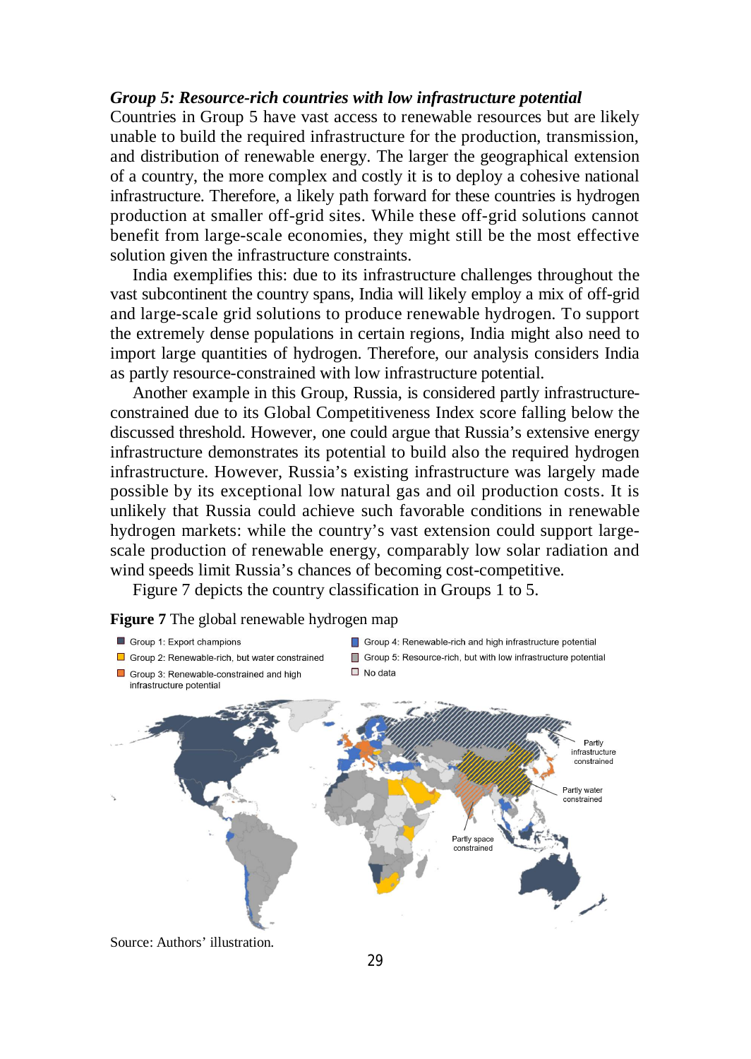### *Group 5: Resource-rich countries with low infrastructure potential*

Countries in Group 5 have vast access to renewable resources but are likely unable to build the required infrastructure for the production, transmission, and distribution of renewable energy. The larger the geographical extension of a country, the more complex and costly it is to deploy a cohesive national infrastructure. Therefore, a likely path forward for these countries is hydrogen production at smaller off-grid sites. While these off-grid solutions cannot benefit from large-scale economies, they might still be the most effective solution given the infrastructure constraints.

India exemplifies this: due to its infrastructure challenges throughout the vast subcontinent the country spans, India will likely employ a mix of off-grid and large-scale grid solutions to produce renewable hydrogen. To support the extremely dense populations in certain regions, India might also need to import large quantities of hydrogen. Therefore, our analysis considers India as partly resource-constrained with low infrastructure potential.

Another example in this Group, Russia, is considered partly infrastructure-constrained due to its Global Competitiveness Index score falling below the discussed threshold. However, one could argue that Russia's extensive energy infrastructure demonstrates its potential to build also the required hydrogen infrastructure. However, Russia's existing infrastructure was largely made possible by its exceptional low natural gas and oil production costs. It is unlikely that Russia could achieve such favorable conditions in renewable hydrogen markets: while the country's vast extension could support large-scale production of renewable energy, comparably low solar radiation and wind speeds limit Russia's chances of becoming cost-competitive.

Figure 7 depicts the country classification in Groups 1 to 5.

**Figure 7** The global renewable hydrogen map

Source: Authors' illustration.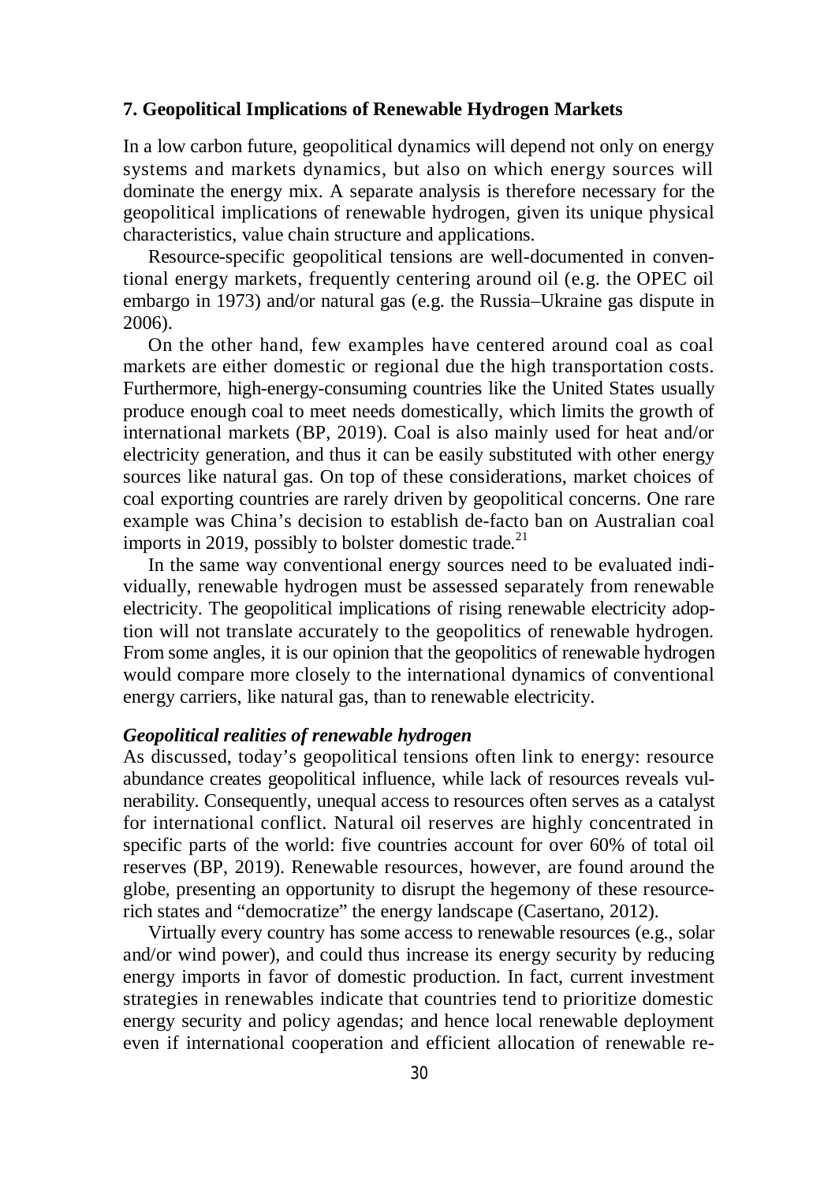## 7. Geopolitical Implications of Renewable Hydrogen Markets

In a low carbon future, geopolitical dynamics will depend not only on energy systems and markets dynamics, but also on which energy sources will dominate the energy mix. A separate analysis is therefore necessary for the geopolitical implications of renewable hydrogen, given its unique physical characteristics, value chain structure and applications.

Resource-specific geopolitical tensions are well-documented in conventional energy markets, frequently centering around oil (e.g. the OPEC oil embargo in 1973) and/or natural gas (e.g. the Russia–Ukraine gas dispute in 2006).

On the other hand, few examples have centered around coal as coal markets are either domestic or regional due the high transportation costs. Furthermore, high-energy-consuming countries like the United States usually produce enough coal to meet needs domestically, which limits the growth of international markets (BP, 2019). Coal is also mainly used for heat and/or electricity generation, and thus it can be easily substituted with other energy sources like natural gas. On top of these considerations, market choices of coal exporting countries are rarely driven by geopolitical concerns. One rare example was China's decision to establish de-facto ban on Australian coal imports in 2019, possibly to bolster domestic trade.[21]

In the same way conventional energy sources need to be evaluated individually, renewable hydrogen must be assessed separately from renewable electricity. The geopolitical implications of rising renewable electricity adoption will not translate accurately to the geopolitics of renewable hydrogen. From some angles, it is our opinion that the geopolitics of renewable hydrogen would compare more closely to the international dynamics of conventional energy carriers, like natural gas, than to renewable electricity.

### *Geopolitical realities of renewable hydrogen*

As discussed, today's geopolitical tensions often link to energy: resource abundance creates geopolitical influence, while lack of resources reveals vulnerability. Consequently, unequal access to resources often serves as a catalyst for international conflict. Natural oil reserves are highly concentrated in specific parts of the world: five countries account for over 60% of total oil reserves (BP, 2019). Renewable resources, however, are found around the globe, presenting an opportunity to disrupt the hegemony of these resource-rich states and "democratize" the energy landscape (Casertano, 2012).

Virtually every country has some access to renewable resources (e.g., solar and/or wind power), and could thus increase its energy security by reducing energy imports in favor of domestic production. In fact, current investment strategies in renewables indicate that countries tend to prioritize domestic energy security and policy agendas; and hence local renewable deployment even if international cooperation and efficient allocation of renewable re-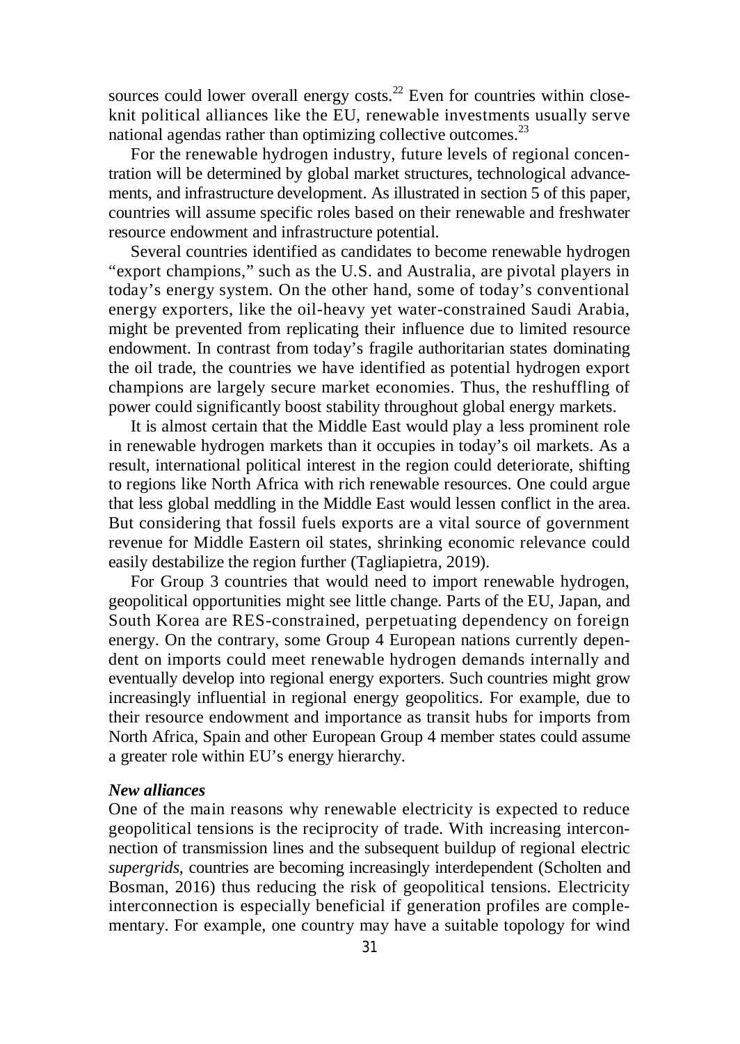sources could lower overall energy costs.[22] Even for countries within close-knit political alliances like the EU, renewable investments usually serve national agendas rather than optimizing collective outcomes.[23]

For the renewable hydrogen industry, future levels of regional concentration will be determined by global market structures, technological advancements, and infrastructure development. As illustrated in section 5 of this paper, countries will assume specific roles based on their renewable and freshwater resource endowment and infrastructure potential.

Several countries identified as candidates to become renewable hydrogen "export champions," such as the U.S. and Australia, are pivotal players in today's energy system. On the other hand, some of today's conventional energy exporters, like the oil-heavy yet water-constrained Saudi Arabia, might be prevented from replicating their influence due to limited resource endowment. In contrast from today's fragile authoritarian states dominating the oil trade, the countries we have identified as potential hydrogen export champions are largely secure market economies. Thus, the reshuffling of power could significantly boost stability throughout global energy markets.

It is almost certain that the Middle East would play a less prominent role in renewable hydrogen markets than it occupies in today's oil markets. As a result, international political interest in the region could deteriorate, shifting to regions like North Africa with rich renewable resources. One could argue that less global meddling in the Middle East would lessen conflict in the area. But considering that fossil fuels exports are a vital source of government revenue for Middle Eastern oil states, shrinking economic relevance could easily destabilize the region further (Tagliapietra, 2019).

For Group 3 countries that would need to import renewable hydrogen, geopolitical opportunities might see little change. Parts of the EU, Japan, and South Korea are RES-constrained, perpetuating dependency on foreign energy. On the contrary, some Group 4 European nations currently dependent on imports could meet renewable hydrogen demands internally and eventually develop into regional energy exporters. Such countries might grow increasingly influential in regional energy geopolitics. For example, due to their resource endowment and importance as transit hubs for imports from North Africa, Spain and other European Group 4 member states could assume a greater role within EU's energy hierarchy.

***New alliances***

One of the main reasons why renewable electricity is expected to reduce geopolitical tensions is the reciprocity of trade. With increasing interconnection of transmission lines and the subsequent buildup of regional electric *supergrids*, countries are becoming increasingly interdependent (Scholten and Bosman, 2016) thus reducing the risk of geopolitical tensions. Electricity interconnection is especially beneficial if generation profiles are complementary. For example, one country may have a suitable topology for wind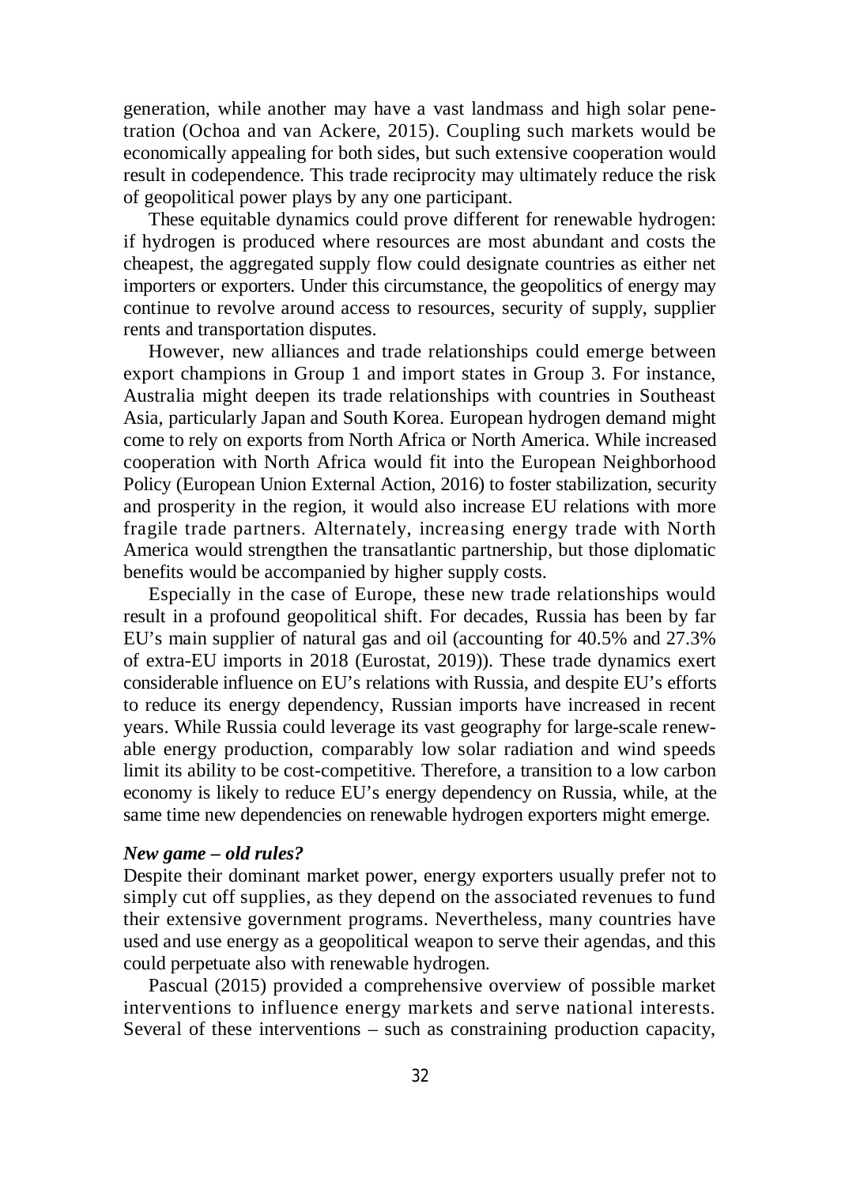generation, while another may have a vast landmass and high solar penetration (Ochoa and van Ackere, 2015). Coupling such markets would be economically appealing for both sides, but such extensive cooperation would result in codependence. This trade reciprocity may ultimately reduce the risk of geopolitical power plays by any one participant.

These equitable dynamics could prove different for renewable hydrogen: if hydrogen is produced where resources are most abundant and costs the cheapest, the aggregated supply flow could designate countries as either net importers or exporters. Under this circumstance, the geopolitics of energy may continue to revolve around access to resources, security of supply, supplier rents and transportation disputes.

However, new alliances and trade relationships could emerge between export champions in Group 1 and import states in Group 3. For instance, Australia might deepen its trade relationships with countries in Southeast Asia, particularly Japan and South Korea. European hydrogen demand might come to rely on exports from North Africa or North America. While increased cooperation with North Africa would fit into the European Neighborhood Policy (European Union External Action, 2016) to foster stabilization, security and prosperity in the region, it would also increase EU relations with more fragile trade partners. Alternately, increasing energy trade with North America would strengthen the transatlantic partnership, but those diplomatic benefits would be accompanied by higher supply costs.

Especially in the case of Europe, these new trade relationships would result in a profound geopolitical shift. For decades, Russia has been by far EU's main supplier of natural gas and oil (accounting for 40.5% and 27.3% of extra-EU imports in 2018 (Eurostat, 2019)). These trade dynamics exert considerable influence on EU's relations with Russia, and despite EU's efforts to reduce its energy dependency, Russian imports have increased in recent years. While Russia could leverage its vast geography for large-scale renewable energy production, comparably low solar radiation and wind speeds limit its ability to be cost-competitive. Therefore, a transition to a low carbon economy is likely to reduce EU's energy dependency on Russia, while, at the same time new dependencies on renewable hydrogen exporters might emerge.

***New game – old rules?***

Despite their dominant market power, energy exporters usually prefer not to simply cut off supplies, as they depend on the associated revenues to fund their extensive government programs. Nevertheless, many countries have used and use energy as a geopolitical weapon to serve their agendas, and this could perpetuate also with renewable hydrogen.

Pascual (2015) provided a comprehensive overview of possible market interventions to influence energy markets and serve national interests. Several of these interventions – such as constraining production capacity,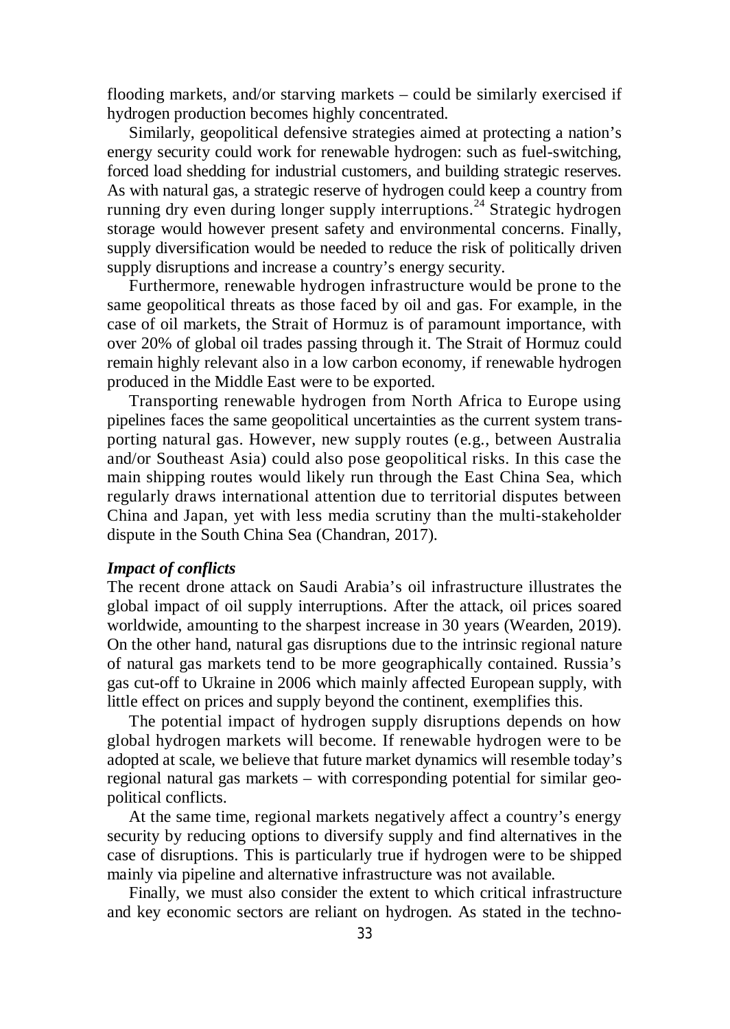flooding markets, and/or starving markets – could be similarly exercised if hydrogen production becomes highly concentrated.

Similarly, geopolitical defensive strategies aimed at protecting a nation's energy security could work for renewable hydrogen: such as fuel-switching, forced load shedding for industrial customers, and building strategic reserves. As with natural gas, a strategic reserve of hydrogen could keep a country from running dry even during longer supply interruptions.[24] Strategic hydrogen storage would however present safety and environmental concerns. Finally, supply diversification would be needed to reduce the risk of politically driven supply disruptions and increase a country's energy security.

Furthermore, renewable hydrogen infrastructure would be prone to the same geopolitical threats as those faced by oil and gas. For example, in the case of oil markets, the Strait of Hormuz is of paramount importance, with over 20% of global oil trades passing through it. The Strait of Hormuz could remain highly relevant also in a low carbon economy, if renewable hydrogen produced in the Middle East were to be exported.

Transporting renewable hydrogen from North Africa to Europe using pipelines faces the same geopolitical uncertainties as the current system transporting natural gas. However, new supply routes (e.g., between Australia and/or Southeast Asia) could also pose geopolitical risks. In this case the main shipping routes would likely run through the East China Sea, which regularly draws international attention due to territorial disputes between China and Japan, yet with less media scrutiny than the multi-stakeholder dispute in the South China Sea (Chandran, 2017).

***Impact of conflicts***

The recent drone attack on Saudi Arabia's oil infrastructure illustrates the global impact of oil supply interruptions. After the attack, oil prices soared worldwide, amounting to the sharpest increase in 30 years (Wearden, 2019). On the other hand, natural gas disruptions due to the intrinsic regional nature of natural gas markets tend to be more geographically contained. Russia's gas cut-off to Ukraine in 2006 which mainly affected European supply, with little effect on prices and supply beyond the continent, exemplifies this.

The potential impact of hydrogen supply disruptions depends on how global hydrogen markets will become. If renewable hydrogen were to be adopted at scale, we believe that future market dynamics will resemble today's regional natural gas markets – with corresponding potential for similar geopolitical conflicts.

At the same time, regional markets negatively affect a country's energy security by reducing options to diversify supply and find alternatives in the case of disruptions. This is particularly true if hydrogen were to be shipped mainly via pipeline and alternative infrastructure was not available.

Finally, we must also consider the extent to which critical infrastructure and key economic sectors are reliant on hydrogen. As stated in the techno-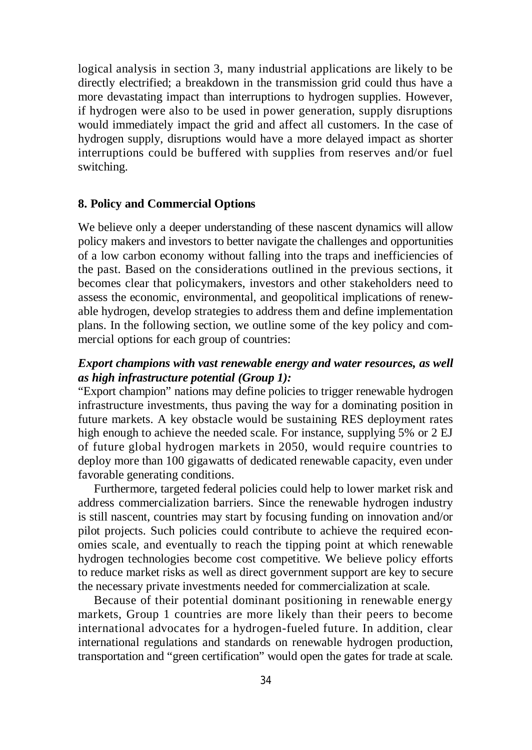logical analysis in section 3, many industrial applications are likely to be directly electrified; a breakdown in the transmission grid could thus have a more devastating impact than interruptions to hydrogen supplies. However, if hydrogen were also to be used in power generation, supply disruptions would immediately impact the grid and affect all customers. In the case of hydrogen supply, disruptions would have a more delayed impact as shorter interruptions could be buffered with supplies from reserves and/or fuel switching.

## 8. Policy and Commercial Options

We believe only a deeper understanding of these nascent dynamics will allow policy makers and investors to better navigate the challenges and opportunities of a low carbon economy without falling into the traps and inefficiencies of the past. Based on the considerations outlined in the previous sections, it becomes clear that policymakers, investors and other stakeholders need to assess the economic, environmental, and geopolitical implications of renewable hydrogen, develop strategies to address them and define implementation plans. In the following section, we outline some of the key policy and commercial options for each group of countries:

***Export champions with vast renewable energy and water resources, as well as high infrastructure potential (Group 1):***

"Export champion" nations may define policies to trigger renewable hydrogen infrastructure investments, thus paving the way for a dominating position in future markets. A key obstacle would be sustaining RES deployment rates high enough to achieve the needed scale. For instance, supplying 5% or 2 EJ of future global hydrogen markets in 2050, would require countries to deploy more than 100 gigawatts of dedicated renewable capacity, even under favorable generating conditions.

Furthermore, targeted federal policies could help to lower market risk and address commercialization barriers. Since the renewable hydrogen industry is still nascent, countries may start by focusing funding on innovation and/or pilot projects. Such policies could contribute to achieve the required economies scale, and eventually to reach the tipping point at which renewable hydrogen technologies become cost competitive. We believe policy efforts to reduce market risks as well as direct government support are key to secure the necessary private investments needed for commercialization at scale.

Because of their potential dominant positioning in renewable energy markets, Group 1 countries are more likely than their peers to become international advocates for a hydrogen-fueled future. In addition, clear international regulations and standards on renewable hydrogen production, transportation and "green certification" would open the gates for trade at scale.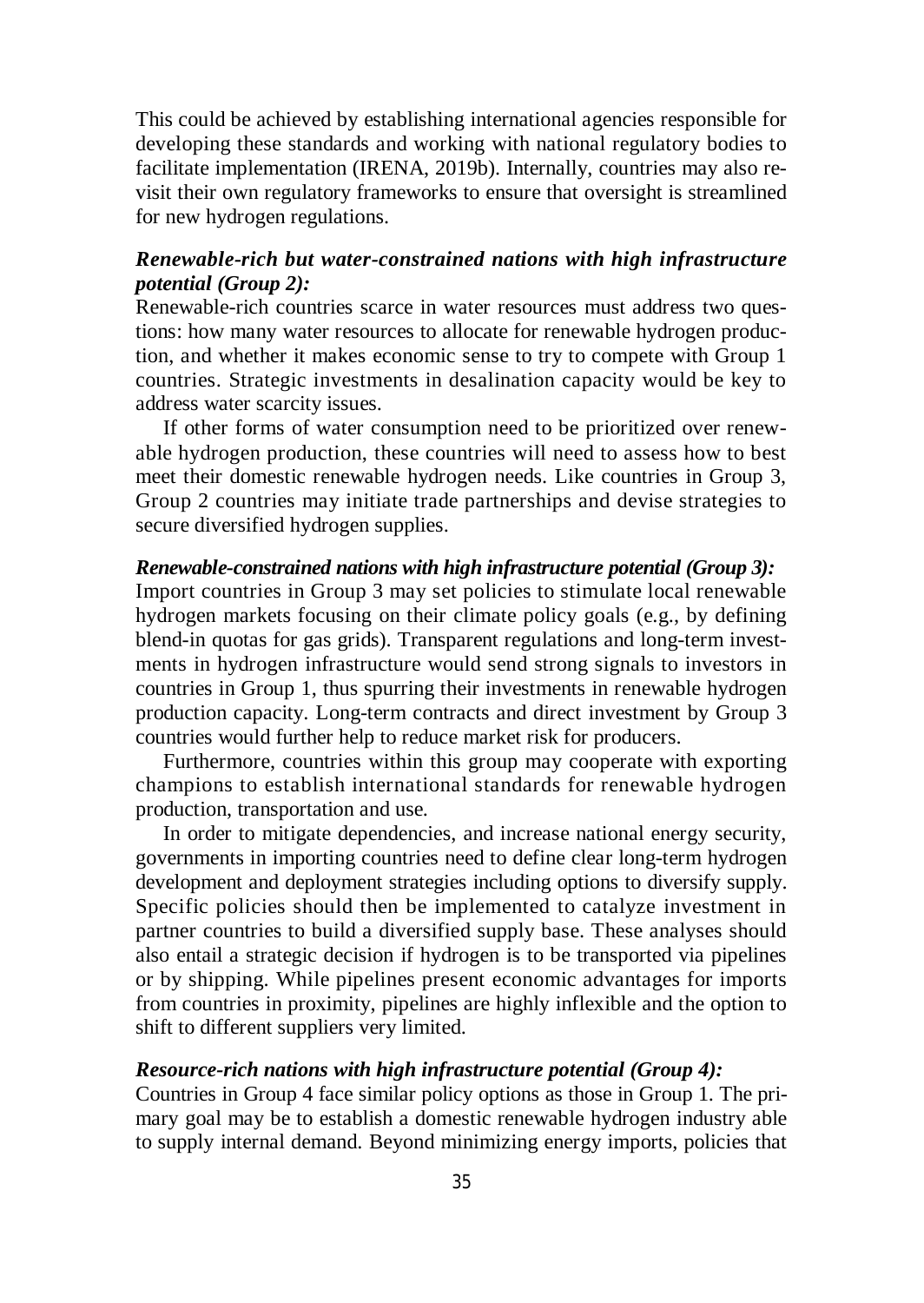This could be achieved by establishing international agencies responsible for developing these standards and working with national regulatory bodies to facilitate implementation (IRENA, 2019b). Internally, countries may also revisit their own regulatory frameworks to ensure that oversight is streamlined for new hydrogen regulations.

***Renewable-rich but water-constrained nations with high infrastructure potential (Group 2):***

Renewable-rich countries scarce in water resources must address two questions: how many water resources to allocate for renewable hydrogen production, and whether it makes economic sense to try to compete with Group 1 countries. Strategic investments in desalination capacity would be key to address water scarcity issues.

If other forms of water consumption need to be prioritized over renewable hydrogen production, these countries will need to assess how to best meet their domestic renewable hydrogen needs. Like countries in Group 3, Group 2 countries may initiate trade partnerships and devise strategies to secure diversified hydrogen supplies.

***Renewable-constrained nations with high infrastructure potential (Group 3):***

Import countries in Group 3 may set policies to stimulate local renewable hydrogen markets focusing on their climate policy goals (e.g., by defining blend-in quotas for gas grids). Transparent regulations and long-term investments in hydrogen infrastructure would send strong signals to investors in countries in Group 1, thus spurring their investments in renewable hydrogen production capacity. Long-term contracts and direct investment by Group 3 countries would further help to reduce market risk for producers.

Furthermore, countries within this group may cooperate with exporting champions to establish international standards for renewable hydrogen production, transportation and use.

In order to mitigate dependencies, and increase national energy security, governments in importing countries need to define clear long-term hydrogen development and deployment strategies including options to diversify supply. Specific policies should then be implemented to catalyze investment in partner countries to build a diversified supply base. These analyses should also entail a strategic decision if hydrogen is to be transported via pipelines or by shipping. While pipelines present economic advantages for imports from countries in proximity, pipelines are highly inflexible and the option to shift to different suppliers very limited.

***Resource-rich nations with high infrastructure potential (Group 4):***

Countries in Group 4 face similar policy options as those in Group 1. The primary goal may be to establish a domestic renewable hydrogen industry able to supply internal demand. Beyond minimizing energy imports, policies that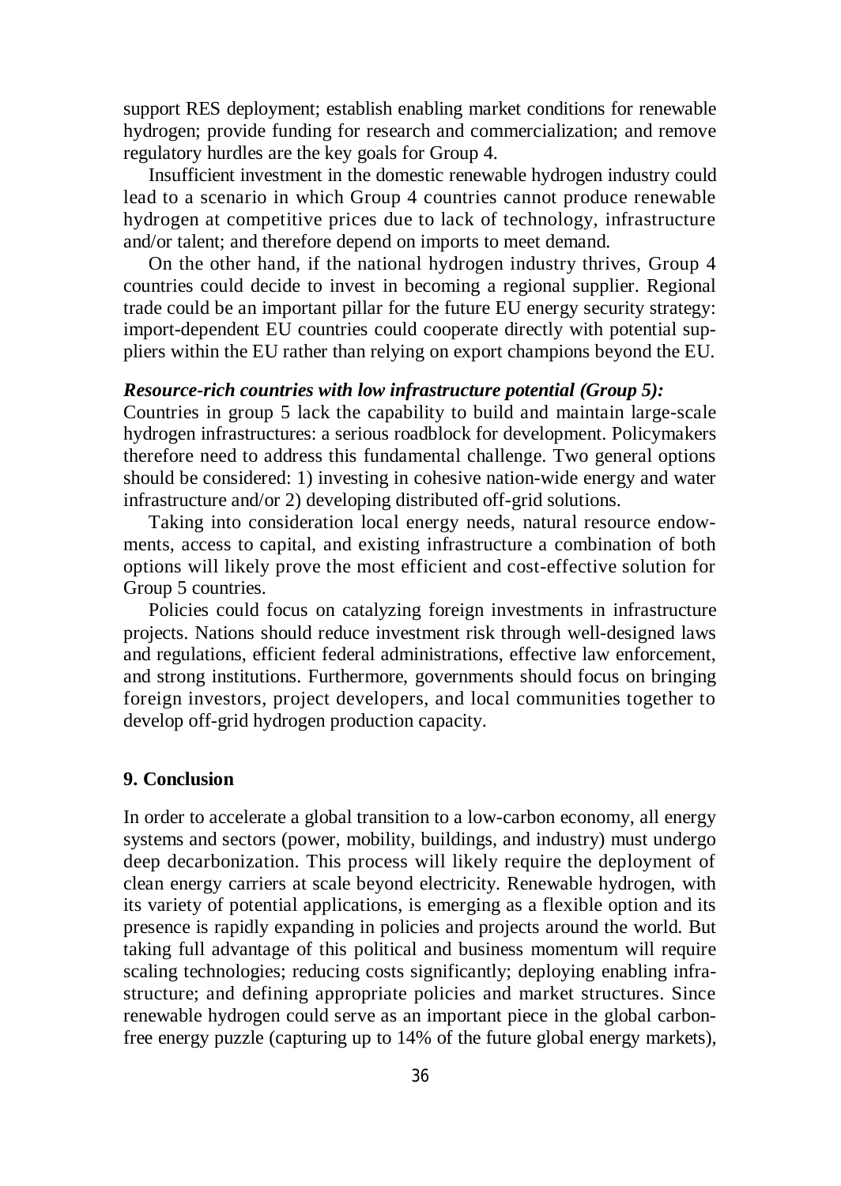support RES deployment; establish enabling market conditions for renewable hydrogen; provide funding for research and commercialization; and remove regulatory hurdles are the key goals for Group 4.

Insufficient investment in the domestic renewable hydrogen industry could lead to a scenario in which Group 4 countries cannot produce renewable hydrogen at competitive prices due to lack of technology, infrastructure and/or talent; and therefore depend on imports to meet demand.

On the other hand, if the national hydrogen industry thrives, Group 4 countries could decide to invest in becoming a regional supplier. Regional trade could be an important pillar for the future EU energy security strategy: import-dependent EU countries could cooperate directly with potential suppliers within the EU rather than relying on export champions beyond the EU.

***Resource-rich countries with low infrastructure potential (Group 5):***
Countries in group 5 lack the capability to build and maintain large-scale hydrogen infrastructures: a serious roadblock for development. Policymakers therefore need to address this fundamental challenge. Two general options should be considered: 1) investing in cohesive nation-wide energy and water infrastructure and/or 2) developing distributed off-grid solutions.

Taking into consideration local energy needs, natural resource endowments, access to capital, and existing infrastructure a combination of both options will likely prove the most efficient and cost-effective solution for Group 5 countries.

Policies could focus on catalyzing foreign investments in infrastructure projects. Nations should reduce investment risk through well-designed laws and regulations, efficient federal administrations, effective law enforcement, and strong institutions. Furthermore, governments should focus on bringing foreign investors, project developers, and local communities together to develop off-grid hydrogen production capacity.

## 9. Conclusion

In order to accelerate a global transition to a low-carbon economy, all energy systems and sectors (power, mobility, buildings, and industry) must undergo deep decarbonization. This process will likely require the deployment of clean energy carriers at scale beyond electricity. Renewable hydrogen, with its variety of potential applications, is emerging as a flexible option and its presence is rapidly expanding in policies and projects around the world. But taking full advantage of this political and business momentum will require scaling technologies; reducing costs significantly; deploying enabling infrastructure; and defining appropriate policies and market structures. Since renewable hydrogen could serve as an important piece in the global carbon-free energy puzzle (capturing up to 14% of the future global energy markets),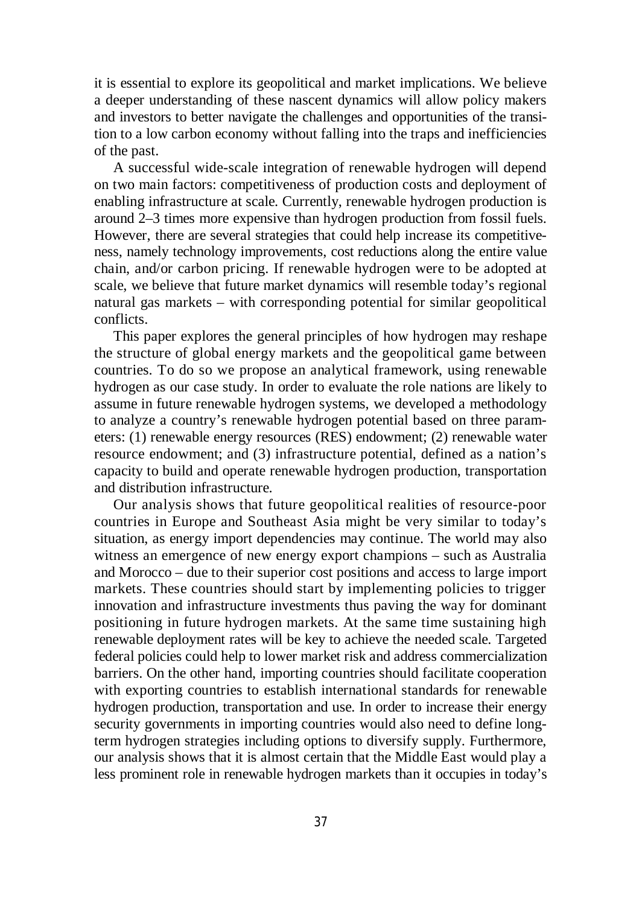it is essential to explore its geopolitical and market implications. We believe a deeper understanding of these nascent dynamics will allow policy makers and investors to better navigate the challenges and opportunities of the transition to a low carbon economy without falling into the traps and inefficiencies of the past.

A successful wide-scale integration of renewable hydrogen will depend on two main factors: competitiveness of production costs and deployment of enabling infrastructure at scale. Currently, renewable hydrogen production is around 2–3 times more expensive than hydrogen production from fossil fuels. However, there are several strategies that could help increase its competitiveness, namely technology improvements, cost reductions along the entire value chain, and/or carbon pricing. If renewable hydrogen were to be adopted at scale, we believe that future market dynamics will resemble today's regional natural gas markets – with corresponding potential for similar geopolitical conflicts.

This paper explores the general principles of how hydrogen may reshape the structure of global energy markets and the geopolitical game between countries. To do so we propose an analytical framework, using renewable hydrogen as our case study. In order to evaluate the role nations are likely to assume in future renewable hydrogen systems, we developed a methodology to analyze a country's renewable hydrogen potential based on three parameters: (1) renewable energy resources (RES) endowment; (2) renewable water resource endowment; and (3) infrastructure potential, defined as a nation's capacity to build and operate renewable hydrogen production, transportation and distribution infrastructure.

Our analysis shows that future geopolitical realities of resource-poor countries in Europe and Southeast Asia might be very similar to today's situation, as energy import dependencies may continue. The world may also witness an emergence of new energy export champions – such as Australia and Morocco – due to their superior cost positions and access to large import markets. These countries should start by implementing policies to trigger innovation and infrastructure investments thus paving the way for dominant positioning in future hydrogen markets. At the same time sustaining high renewable deployment rates will be key to achieve the needed scale. Targeted federal policies could help to lower market risk and address commercialization barriers. On the other hand, importing countries should facilitate cooperation with exporting countries to establish international standards for renewable hydrogen production, transportation and use. In order to increase their energy security governments in importing countries would also need to define long-term hydrogen strategies including options to diversify supply. Furthermore, our analysis shows that it is almost certain that the Middle East would play a less prominent role in renewable hydrogen markets than it occupies in today's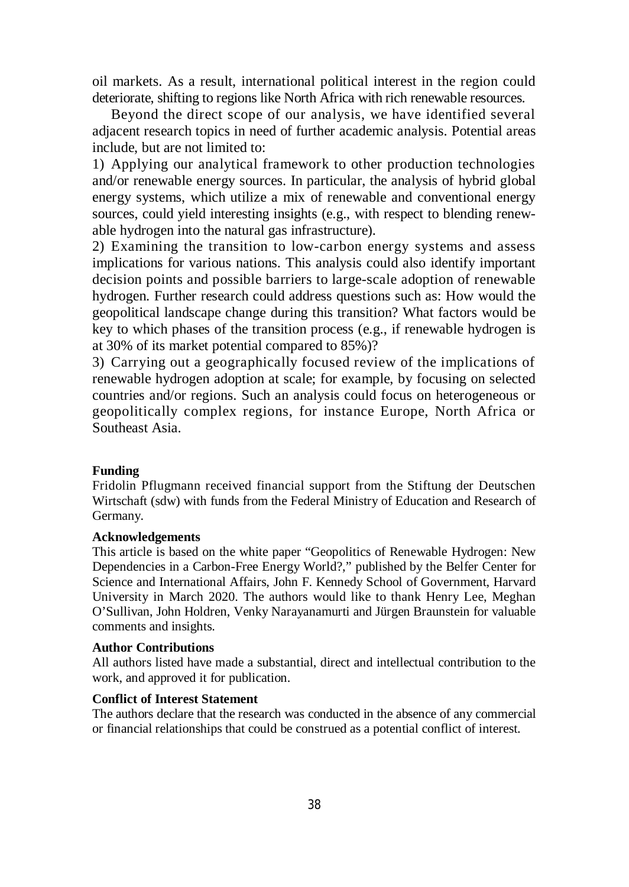oil markets. As a result, international political interest in the region could deteriorate, shifting to regions like North Africa with rich renewable resources.

Beyond the direct scope of our analysis, we have identified several adjacent research topics in need of further academic analysis. Potential areas include, but are not limited to:

1) Applying our analytical framework to other production technologies and/or renewable energy sources. In particular, the analysis of hybrid global energy systems, which utilize a mix of renewable and conventional energy sources, could yield interesting insights (e.g., with respect to blending renewable hydrogen into the natural gas infrastructure).

2) Examining the transition to low-carbon energy systems and assess implications for various nations. This analysis could also identify important decision points and possible barriers to large-scale adoption of renewable hydrogen. Further research could address questions such as: How would the geopolitical landscape change during this transition? What factors would be key to which phases of the transition process (e.g., if renewable hydrogen is at 30% of its market potential compared to 85%)?

3) Carrying out a geographically focused review of the implications of renewable hydrogen adoption at scale; for example, by focusing on selected countries and/or regions. Such an analysis could focus on heterogeneous or geopolitically complex regions, for instance Europe, North Africa or Southeast Asia.

**Funding**

Fridolin Pflugmann received financial support from the Stiftung der Deutschen Wirtschaft (sdw) with funds from the Federal Ministry of Education and Research of Germany.

**Acknowledgements**

This article is based on the white paper "Geopolitics of Renewable Hydrogen: New Dependencies in a Carbon-Free Energy World?," published by the Belfer Center for Science and International Affairs, John F. Kennedy School of Government, Harvard University in March 2020. The authors would like to thank Henry Lee, Meghan O'Sullivan, John Holdren, Venky Narayanamurti and Jürgen Braunstein for valuable comments and insights.

**Author Contributions**

All authors listed have made a substantial, direct and intellectual contribution to the work, and approved it for publication.

**Conflict of Interest Statement**

The authors declare that the research was conducted in the absence of any commercial or financial relationships that could be construed as a potential conflict of interest.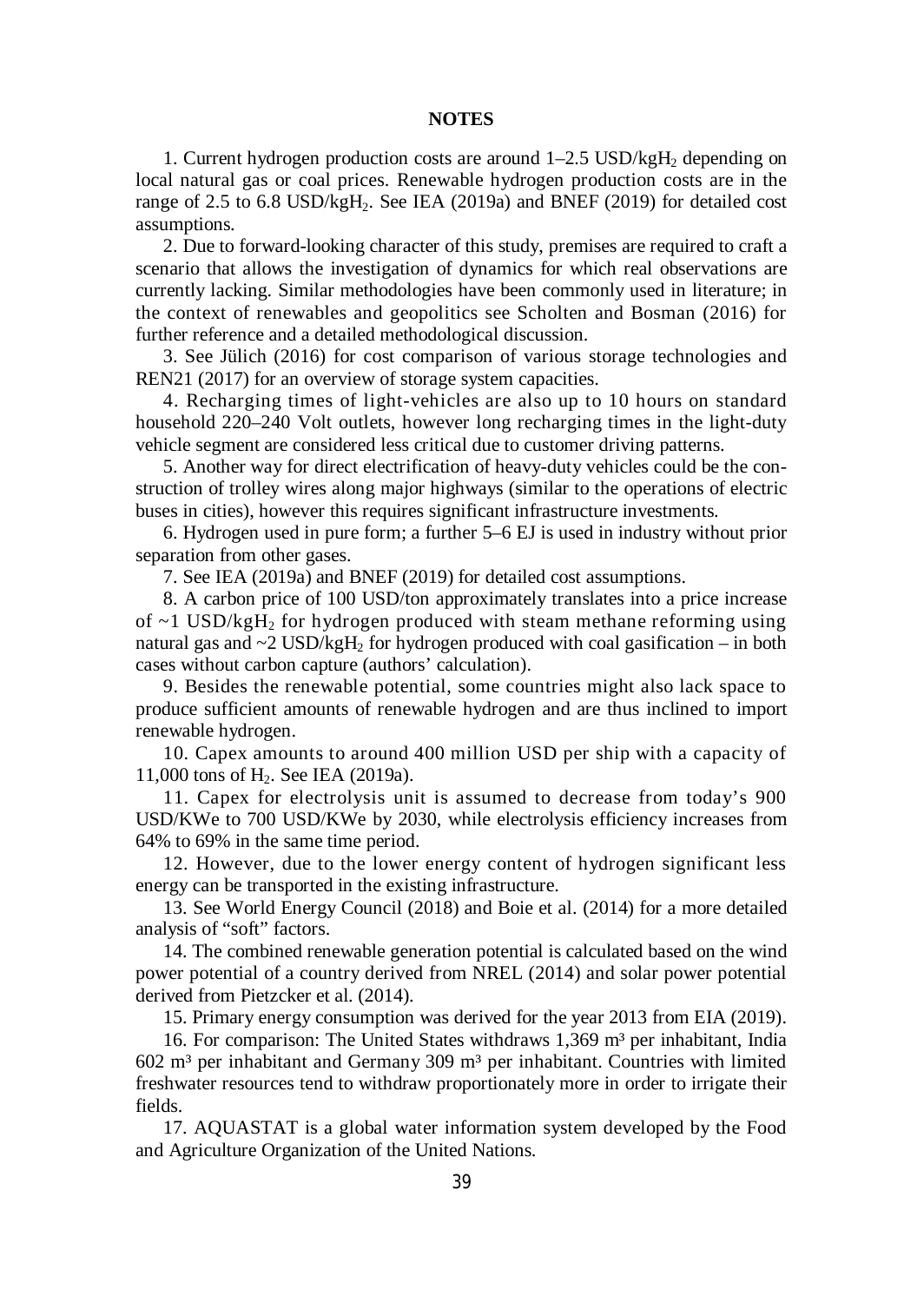## NOTES

1. Current hydrogen production costs are around 1–2.5 USD/kg$H_2$ depending on local natural gas or coal prices. Renewable hydrogen production costs are in the range of 2.5 to 6.8 USD/kg$H_2$. See IEA (2019a) and BNEF (2019) for detailed cost assumptions.

2. Due to forward-looking character of this study, premises are required to craft a scenario that allows the investigation of dynamics for which real observations are currently lacking. Similar methodologies have been commonly used in literature; in the context of renewables and geopolitics see Scholten and Bosman (2016) for further reference and a detailed methodological discussion.

3. See Jülich (2016) for cost comparison of various storage technologies and REN21 (2017) for an overview of storage system capacities.

4. Recharging times of light-vehicles are also up to 10 hours on standard household 220–240 Volt outlets, however long recharging times in the light-duty vehicle segment are considered less critical due to customer driving patterns.

5. Another way for direct electrification of heavy-duty vehicles could be the construction of trolley wires along major highways (similar to the operations of electric buses in cities), however this requires significant infrastructure investments.

6. Hydrogen used in pure form; a further 5–6 EJ is used in industry without prior separation from other gases.

7. See IEA (2019a) and BNEF (2019) for detailed cost assumptions.

8. A carbon price of 100 USD/ton approximately translates into a price increase of ~1 USD/kg$H_2$ for hydrogen produced with steam methane reforming using natural gas and ~2 USD/kg$H_2$ for hydrogen produced with coal gasification – in both cases without carbon capture (authors' calculation).

9. Besides the renewable potential, some countries might also lack space to produce sufficient amounts of renewable hydrogen and are thus inclined to import renewable hydrogen.

10. Capex amounts to around 400 million USD per ship with a capacity of 11,000 tons of $H_2$. See IEA (2019a).

11. Capex for electrolysis unit is assumed to decrease from today's 900 USD/KWe to 700 USD/KWe by 2030, while electrolysis efficiency increases from 64% to 69% in the same time period.

12. However, due to the lower energy content of hydrogen significant less energy can be transported in the existing infrastructure.

13. See World Energy Council (2018) and Boie et al. (2014) for a more detailed analysis of "soft" factors.

14. The combined renewable generation potential is calculated based on the wind power potential of a country derived from NREL (2014) and solar power potential derived from Pietzcker et al. (2014).

15. Primary energy consumption was derived for the year 2013 from EIA (2019).

16. For comparison: The United States withdraws 1,369 m³ per inhabitant, India 602 m³ per inhabitant and Germany 309 m³ per inhabitant. Countries with limited freshwater resources tend to withdraw proportionately more in order to irrigate their fields.

17. AQUASTAT is a global water information system developed by the Food and Agriculture Organization of the United Nations.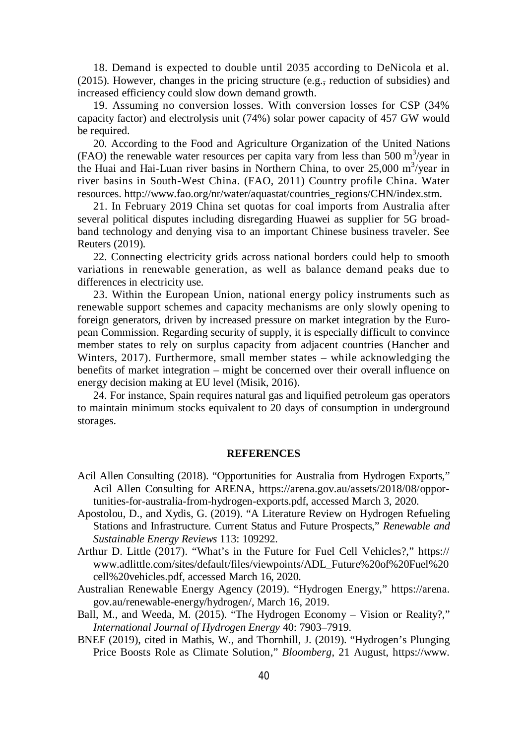18. Demand is expected to double until 2035 according to DeNicola et al. (2015). However, changes in the pricing structure (e.g., reduction of subsidies) and increased efficiency could slow down demand growth.

19. Assuming no conversion losses. With conversion losses for CSP (34% capacity factor) and electrolysis unit (74%) solar power capacity of 457 GW would be required.

20. According to the Food and Agriculture Organization of the United Nations (FAO) the renewable water resources per capita vary from less than 500 $m^3$/year in the Huai and Hai-Luan river basins in Northern China, to over 25,000 $m^3$/year in river basins in South-West China. (FAO, 2011) Country profile China. Water resources. http://www.fao.org/nr/water/aquastat/countries_regions/CHN/index.stm.

21. In February 2019 China set quotas for coal imports from Australia after several political disputes including disregarding Huawei as supplier for 5G broadband technology and denying visa to an important Chinese business traveler. See Reuters (2019).

22. Connecting electricity grids across national borders could help to smooth variations in renewable generation, as well as balance demand peaks due to differences in electricity use.

23. Within the European Union, national energy policy instruments such as renewable support schemes and capacity mechanisms are only slowly opening to foreign generators, driven by increased pressure on market integration by the European Commission. Regarding security of supply, it is especially difficult to convince member states to rely on surplus capacity from adjacent countries (Hancher and Winters, 2017). Furthermore, small member states – while acknowledging the benefits of market integration – might be concerned over their overall influence on energy decision making at EU level (Misik, 2016).

24. For instance, Spain requires natural gas and liquified petroleum gas operators to maintain minimum stocks equivalent to 20 days of consumption in underground storages.

## REFERENCES

Acil Allen Consulting (2018). "Opportunities for Australia from Hydrogen Exports," Acil Allen Consulting for ARENA, https://arena.gov.au/assets/2018/08/opportunities-for-australia-from-hydrogen-exports.pdf, accessed March 3, 2020.

Apostolou, D., and Xydis, G. (2019). "A Literature Review on Hydrogen Refueling Stations and Infrastructure. Current Status and Future Prospects," *Renewable and Sustainable Energy Reviews* 113: 109292.

Arthur D. Little (2017). "What's in the Future for Fuel Cell Vehicles?," https://www.adlittle.com/sites/default/files/viewpoints/ADL_Future%20of%20Fuel%20cell%20vehicles.pdf, accessed March 16, 2020.

Australian Renewable Energy Agency (2019). "Hydrogen Energy," https://arena.gov.au/renewable-energy/hydrogen/, March 16, 2019.

Ball, M., and Weeda, M. (2015). "The Hydrogen Economy – Vision or Reality?," *International Journal of Hydrogen Energy* 40: 7903–7919.

BNEF (2019), cited in Mathis, W., and Thornhill, J. (2019). "Hydrogen's Plunging Price Boosts Role as Climate Solution," *Bloomberg*, 21 August, https://www.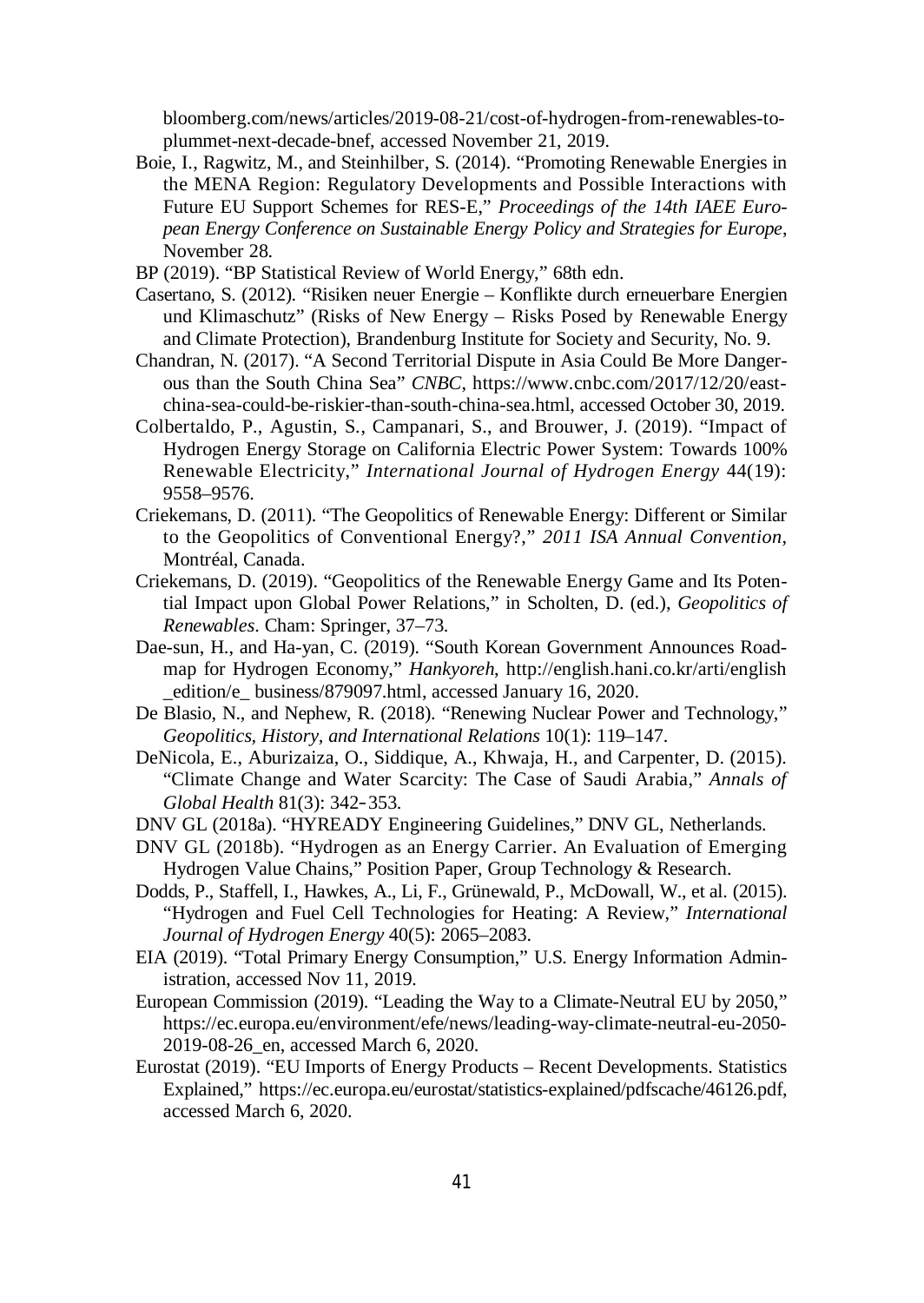bloomberg.com/news/articles/2019-08-21/cost-of-hydrogen-from-renewables-to-plummet-next-decade-bnef, accessed November 21, 2019.

Boie, I., Ragwitz, M., and Steinhilber, S. (2014). "Promoting Renewable Energies in the MENA Region: Regulatory Developments and Possible Interactions with Future EU Support Schemes for RES-E," *Proceedings of the 14th IAEE European Energy Conference on Sustainable Energy Policy and Strategies for Europe*, November 28.

BP (2019). "BP Statistical Review of World Energy," 68th edn.

Casertano, S. (2012). "Risiken neuer Energie – Konflikte durch erneuerbare Energien und Klimaschutz" (Risks of New Energy – Risks Posed by Renewable Energy and Climate Protection), Brandenburg Institute for Society and Security, No. 9.

Chandran, N. (2017). "A Second Territorial Dispute in Asia Could Be More Dangerous than the South China Sea" *CNBC*, https://www.cnbc.com/2017/12/20/east-china-sea-could-be-riskier-than-south-china-sea.html, accessed October 30, 2019.

Colbertaldo, P., Agustin, S., Campanari, S., and Brouwer, J. (2019). "Impact of Hydrogen Energy Storage on California Electric Power System: Towards 100% Renewable Electricity," *International Journal of Hydrogen Energy* 44(19): 9558–9576.

Criekemans, D. (2011). "The Geopolitics of Renewable Energy: Different or Similar to the Geopolitics of Conventional Energy?," *2011 ISA Annual Convention*, Montréal, Canada.

Criekemans, D. (2019). "Geopolitics of the Renewable Energy Game and Its Potential Impact upon Global Power Relations," in Scholten, D. (ed.), *Geopolitics of Renewables*. Cham: Springer, 37–73.

Dae-sun, H., and Ha-yan, C. (2019). "South Korean Government Announces Roadmap for Hydrogen Economy," *Hankyoreh*, http://english.hani.co.kr/arti/english_edition/e_ business/879097.html, accessed January 16, 2020.

De Blasio, N., and Nephew, R. (2018). "Renewing Nuclear Power and Technology," *Geopolitics, History, and International Relations* 10(1): 119–147.

DeNicola, E., Aburizaiza, O., Siddique, A., Khwaja, H., and Carpenter, D. (2015). "Climate Change and Water Scarcity: The Case of Saudi Arabia," *Annals of Global Health* 81(3): 342‑353.

DNV GL (2018a). "HYREADY Engineering Guidelines," DNV GL, Netherlands.

DNV GL (2018b). "Hydrogen as an Energy Carrier. An Evaluation of Emerging Hydrogen Value Chains," Position Paper, Group Technology & Research.

Dodds, P., Staffell, I., Hawkes, A., Li, F., Grünewald, P., McDowall, W., et al. (2015). "Hydrogen and Fuel Cell Technologies for Heating: A Review," *International Journal of Hydrogen Energy* 40(5): 2065–2083.

EIA (2019). "Total Primary Energy Consumption," U.S. Energy Information Administration, accessed Nov 11, 2019.

European Commission (2019). "Leading the Way to a Climate-Neutral EU by 2050," https://ec.europa.eu/environment/efe/news/leading-way-climate-neutral-eu-2050-2019-08-26_en, accessed March 6, 2020.

Eurostat (2019). "EU Imports of Energy Products – Recent Developments. Statistics Explained," https://ec.europa.eu/eurostat/statistics-explained/pdfscache/46126.pdf, accessed March 6, 2020.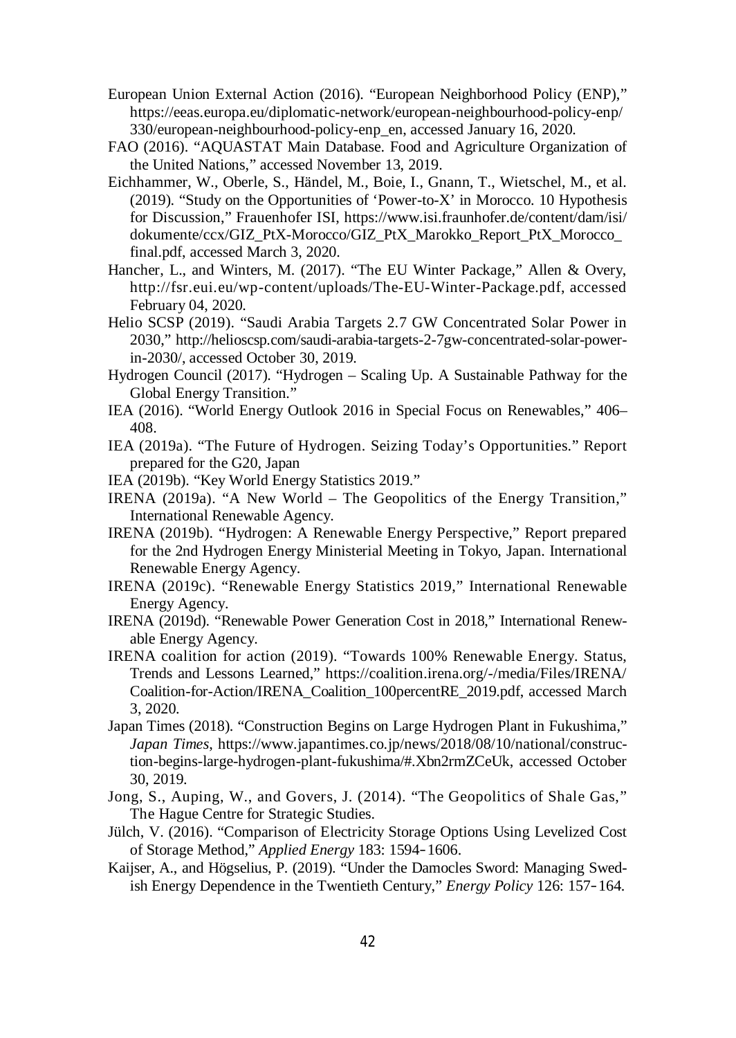European Union External Action (2016). "European Neighborhood Policy (ENP)," https://eeas.europa.eu/diplomatic-network/european-neighbourhood-policy-enp/330/european-neighbourhood-policy-enp_en, accessed January 16, 2020.

FAO (2016). "AQUASTAT Main Database. Food and Agriculture Organization of the United Nations," accessed November 13, 2019.

Eichhammer, W., Oberle, S., Händel, M., Boie, I., Gnann, T., Wietschel, M., et al. (2019). "Study on the Opportunities of 'Power-to-X' in Morocco. 10 Hypothesis for Discussion," Frauenhofer ISI, https://www.isi.fraunhofer.de/content/dam/isi/dokumente/ccx/GIZ_PtX-Morocco/GIZ_PtX_Marokko_Report_PtX_Morocco_final.pdf, accessed March 3, 2020.

Hancher, L., and Winters, M. (2017). "The EU Winter Package," Allen & Overy, http://fsr.eui.eu/wp-content/uploads/The-EU-Winter-Package.pdf, accessed February 04, 2020.

Helio SCSP (2019). "Saudi Arabia Targets 2.7 GW Concentrated Solar Power in 2030," http://helioscsp.com/saudi-arabia-targets-2-7gw-concentrated-solar-power-in-2030/, accessed October 30, 2019.

Hydrogen Council (2017). "Hydrogen – Scaling Up. A Sustainable Pathway for the Global Energy Transition."

IEA (2016). "World Energy Outlook 2016 in Special Focus on Renewables," 406–408.

IEA (2019a). "The Future of Hydrogen. Seizing Today's Opportunities." Report prepared for the G20, Japan

IEA (2019b). "Key World Energy Statistics 2019."

IRENA (2019a). "A New World – The Geopolitics of the Energy Transition," International Renewable Agency.

IRENA (2019b). "Hydrogen: A Renewable Energy Perspective," Report prepared for the 2nd Hydrogen Energy Ministerial Meeting in Tokyo, Japan. International Renewable Energy Agency.

IRENA (2019c). "Renewable Energy Statistics 2019," International Renewable Energy Agency.

IRENA (2019d). "Renewable Power Generation Cost in 2018," International Renewable Energy Agency.

IRENA coalition for action (2019). "Towards 100% Renewable Energy. Status, Trends and Lessons Learned," https://coalition.irena.org/-/media/Files/IRENA/Coalition-for-Action/IRENA_Coalition_100percentRE_2019.pdf, accessed March 3, 2020.

Japan Times (2018). "Construction Begins on Large Hydrogen Plant in Fukushima," *Japan Times*, https://www.japantimes.co.jp/news/2018/08/10/national/construction-begins-large-hydrogen-plant-fukushima/#.Xbn2rmZCeUk, accessed October 30, 2019.

Jong, S., Auping, W., and Govers, J. (2014). "The Geopolitics of Shale Gas," The Hague Centre for Strategic Studies.

Jülch, V. (2016). "Comparison of Electricity Storage Options Using Levelized Cost of Storage Method," *Applied Energy* 183: 1594-1606.

Kaijser, A., and Högselius, P. (2019). "Under the Damocles Sword: Managing Swedish Energy Dependence in the Twentieth Century," *Energy Policy* 126: 157-164.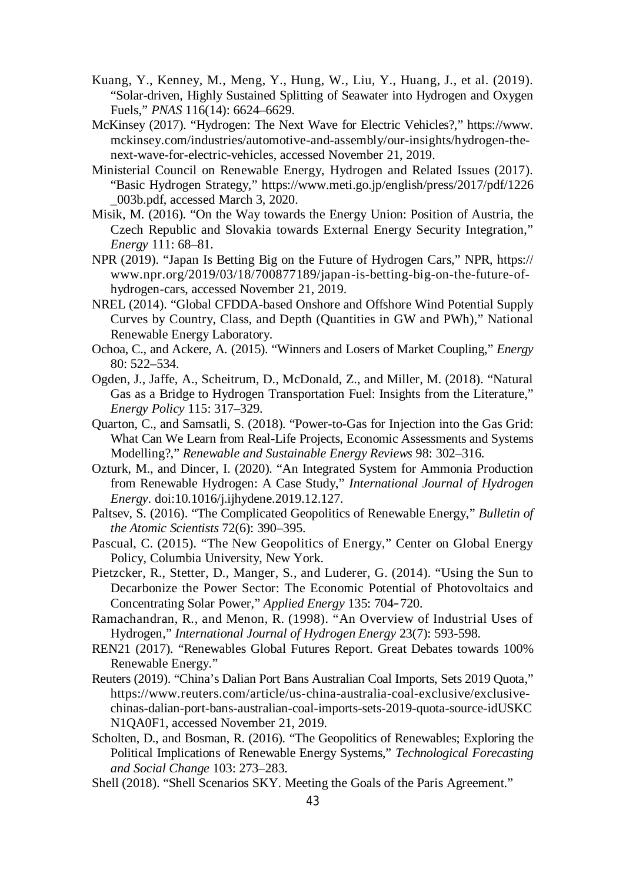Kuang, Y., Kenney, M., Meng, Y., Hung, W., Liu, Y., Huang, J., et al. (2019). "Solar-driven, Highly Sustained Splitting of Seawater into Hydrogen and Oxygen Fuels," *PNAS* 116(14): 6624–6629.

McKinsey (2017). "Hydrogen: The Next Wave for Electric Vehicles?," https://www.mckinsey.com/industries/automotive-and-assembly/our-insights/hydrogen-the-next-wave-for-electric-vehicles, accessed November 21, 2019.

Ministerial Council on Renewable Energy, Hydrogen and Related Issues (2017). "Basic Hydrogen Strategy," https://www.meti.go.jp/english/press/2017/pdf/1226_003b.pdf, accessed March 3, 2020.

Misik, M. (2016). "On the Way towards the Energy Union: Position of Austria, the Czech Republic and Slovakia towards External Energy Security Integration," *Energy* 111: 68–81.

NPR (2019). "Japan Is Betting Big on the Future of Hydrogen Cars," NPR, https://www.npr.org/2019/03/18/700877189/japan-is-betting-big-on-the-future-of-hydrogen-cars, accessed November 21, 2019.

NREL (2014). "Global CFDDA-based Onshore and Offshore Wind Potential Supply Curves by Country, Class, and Depth (Quantities in GW and PWh)," National Renewable Energy Laboratory.

Ochoa, C., and Ackere, A. (2015). "Winners and Losers of Market Coupling," *Energy* 80: 522–534.

Ogden, J., Jaffe, A., Scheitrum, D., McDonald, Z., and Miller, M. (2018). "Natural Gas as a Bridge to Hydrogen Transportation Fuel: Insights from the Literature," *Energy Policy* 115: 317–329.

Quarton, C., and Samsatli, S. (2018). "Power-to-Gas for Injection into the Gas Grid: What Can We Learn from Real-Life Projects, Economic Assessments and Systems Modelling?," *Renewable and Sustainable Energy Reviews* 98: 302–316.

Ozturk, M., and Dincer, I. (2020). "An Integrated System for Ammonia Production from Renewable Hydrogen: A Case Study," *International Journal of Hydrogen Energy*. doi:10.1016/j.ijhydene.2019.12.127.

Paltsev, S. (2016). "The Complicated Geopolitics of Renewable Energy," *Bulletin of the Atomic Scientists* 72(6): 390–395.

Pascual, C. (2015). "The New Geopolitics of Energy," Center on Global Energy Policy, Columbia University, New York.

Pietzcker, R., Stetter, D., Manger, S., and Luderer, G. (2014). "Using the Sun to Decarbonize the Power Sector: The Economic Potential of Photovoltaics and Concentrating Solar Power," *Applied Energy* 135: 704–720.

Ramachandran, R., and Menon, R. (1998). "An Overview of Industrial Uses of Hydrogen," *International Journal of Hydrogen Energy* 23(7): 593-598.

REN21 (2017). "Renewables Global Futures Report. Great Debates towards 100% Renewable Energy."

Reuters (2019). "China's Dalian Port Bans Australian Coal Imports, Sets 2019 Quota," https://www.reuters.com/article/us-china-australia-coal-exclusive/exclusive-chinas-dalian-port-bans-australian-coal-imports-sets-2019-quota-source-idUSKCN1QA0F1, accessed November 21, 2019.

Scholten, D., and Bosman, R. (2016). "The Geopolitics of Renewables; Exploring the Political Implications of Renewable Energy Systems," *Technological Forecasting and Social Change* 103: 273–283.

Shell (2018). "Shell Scenarios SKY. Meeting the Goals of the Paris Agreement."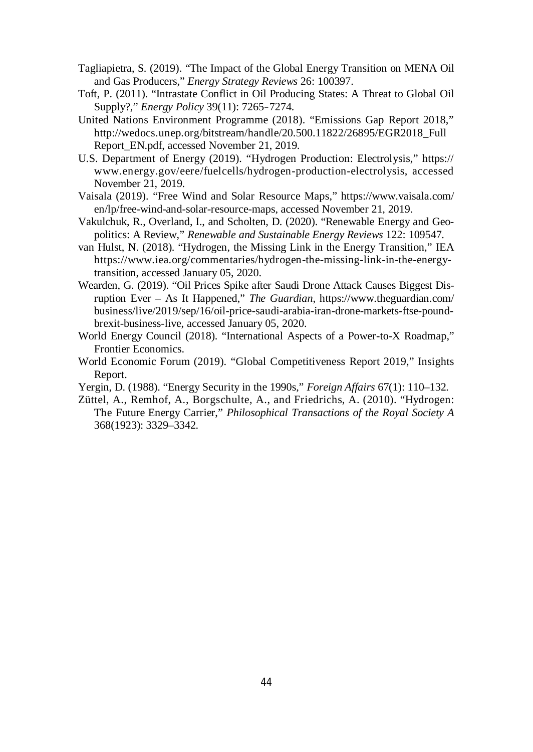Tagliapietra, S. (2019). "The Impact of the Global Energy Transition on MENA Oil and Gas Producers," *Energy Strategy Reviews* 26: 100397.

Toft, P. (2011). "Intrastate Conflict in Oil Producing States: A Threat to Global Oil Supply?," *Energy Policy* 39(11): 7265-7274.

United Nations Environment Programme (2018). "Emissions Gap Report 2018," http://wedocs.unep.org/bitstream/handle/20.500.11822/26895/EGR2018_Full Report_EN.pdf, accessed November 21, 2019.

U.S. Department of Energy (2019). "Hydrogen Production: Electrolysis," https://www.energy.gov/eere/fuelcells/hydrogen-production-electrolysis, accessed November 21, 2019.

Vaisala (2019). "Free Wind and Solar Resource Maps," https://www.vaisala.com/en/lp/free-wind-and-solar-resource-maps, accessed November 21, 2019.

Vakulchuk, R., Overland, I., and Scholten, D. (2020). "Renewable Energy and Geopolitics: A Review," *Renewable and Sustainable Energy Reviews* 122: 109547.

van Hulst, N. (2018). "Hydrogen, the Missing Link in the Energy Transition," IEA https://www.iea.org/commentaries/hydrogen-the-missing-link-in-the-energy-transition, accessed January 05, 2020.

Wearden, G. (2019). "Oil Prices Spike after Saudi Drone Attack Causes Biggest Disruption Ever – As It Happened," *The Guardian*, https://www.theguardian.com/business/live/2019/sep/16/oil-price-saudi-arabia-iran-drone-markets-ftse-pound-brexit-business-live, accessed January 05, 2020.

World Energy Council (2018). "International Aspects of a Power-to-X Roadmap," Frontier Economics.

World Economic Forum (2019). "Global Competitiveness Report 2019," Insights Report.

Yergin, D. (1988). "Energy Security in the 1990s," *Foreign Affairs* 67(1): 110–132.

Züttel, A., Remhof, A., Borgschulte, A., and Friedrichs, A. (2010). "Hydrogen: The Future Energy Carrier," *Philosophical Transactions of the Royal Society A* 368(1923): 3329–3342.